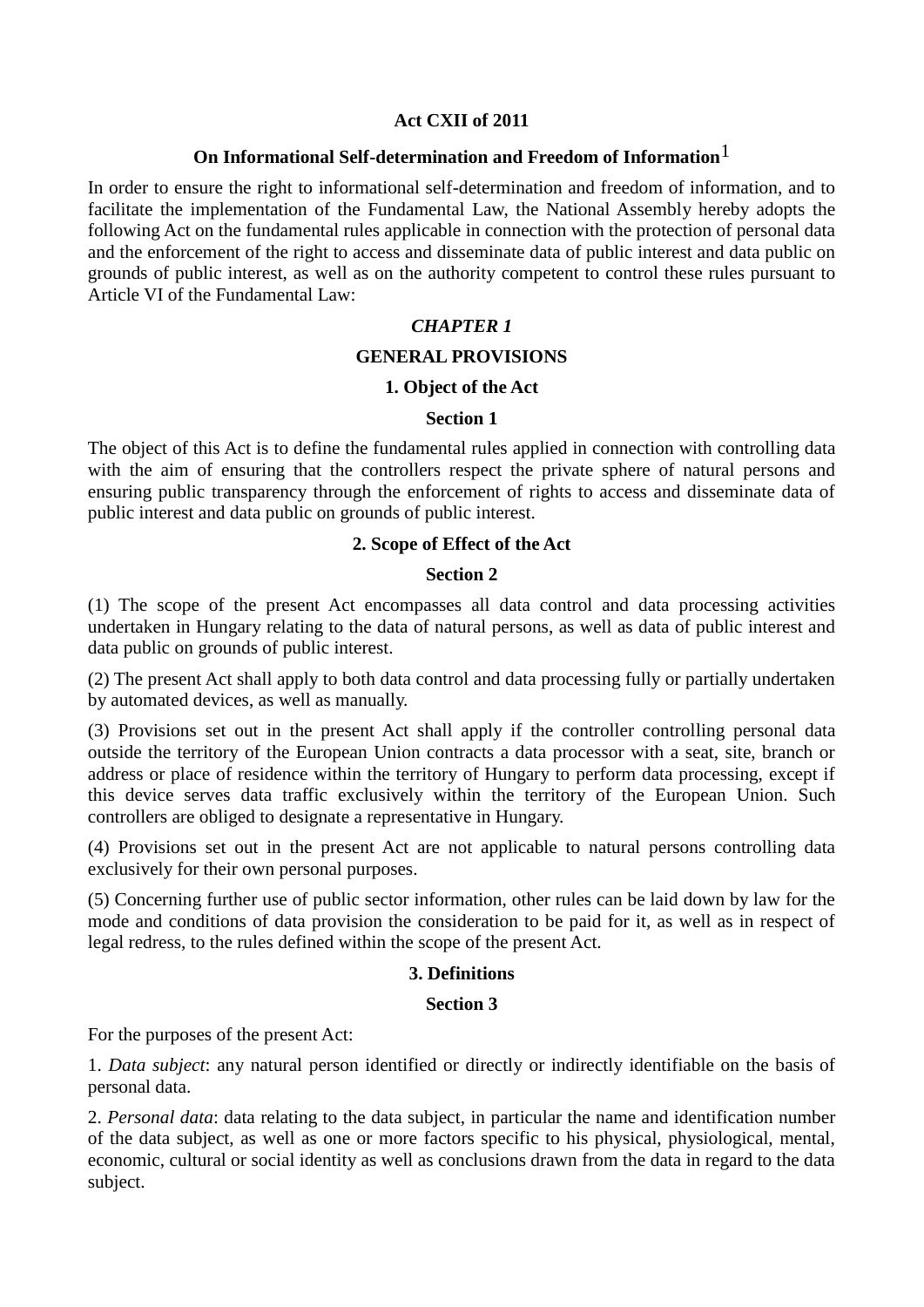# Act CXII of 2011

## On Informational Self-determination and Freedom of Information[1]

In order to ensure the right to informational self-determination and freedom of information, and to facilitate the implementation of the Fundamental Law, the National Assembly hereby adopts the following Act on the fundamental rules applicable in connection with the protection of personal data and the enforcement of the right to access and disseminate data of public interest and data public on grounds of public interest, as well as on the authority competent to control these rules pursuant to Article VI of the Fundamental Law:

## *CHAPTER 1*

## GENERAL PROVISIONS

### 1. Object of the Act

#### Section 1

The object of this Act is to define the fundamental rules applied in connection with controlling data with the aim of ensuring that the controllers respect the private sphere of natural persons and ensuring public transparency through the enforcement of rights to access and disseminate data of public interest and data public on grounds of public interest.

### 2. Scope of Effect of the Act

#### Section 2

(1) The scope of the present Act encompasses all data control and data processing activities undertaken in Hungary relating to the data of natural persons, as well as data of public interest and data public on grounds of public interest.

(2) The present Act shall apply to both data control and data processing fully or partially undertaken by automated devices, as well as manually.

(3) Provisions set out in the present Act shall apply if the controller controlling personal data outside the territory of the European Union contracts a data processor with a seat, site, branch or address or place of residence within the territory of Hungary to perform data processing, except if this device serves data traffic exclusively within the territory of the European Union. Such controllers are obliged to designate a representative in Hungary.

(4) Provisions set out in the present Act are not applicable to natural persons controlling data exclusively for their own personal purposes.

(5) Concerning further use of public sector information, other rules can be laid down by law for the mode and conditions of data provision the consideration to be paid for it, as well as in respect of legal redress, to the rules defined within the scope of the present Act.

### 3. Definitions

#### Section 3

For the purposes of the present Act:

1. *Data subject*: any natural person identified or directly or indirectly identifiable on the basis of personal data.

2. *Personal data*: data relating to the data subject, in particular the name and identification number of the data subject, as well as one or more factors specific to his physical, physiological, mental, economic, cultural or social identity as well as conclusions drawn from the data in regard to the data subject.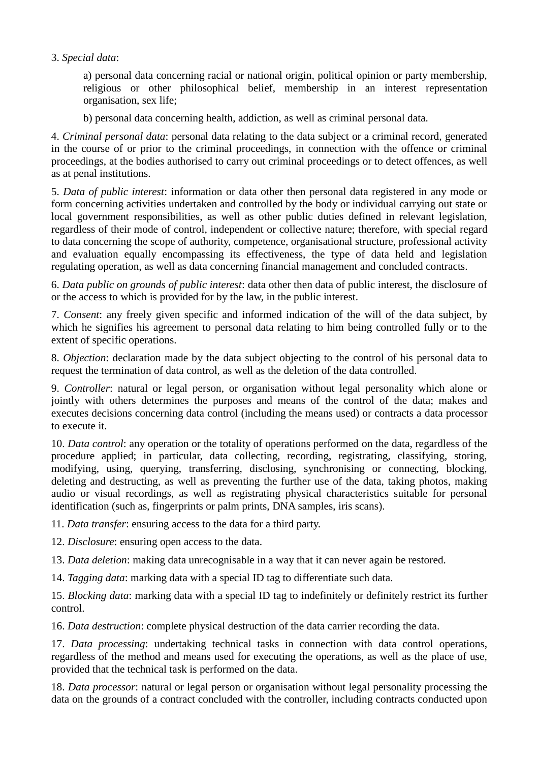3. *Special data*:

> a) personal data concerning racial or national origin, political opinion or party membership, religious or other philosophical belief, membership in an interest representation organisation, sex life;
>
> b) personal data concerning health, addiction, as well as criminal personal data.

4. *Criminal personal data*: personal data relating to the data subject or a criminal record, generated in the course of or prior to the criminal proceedings, in connection with the offence or criminal proceedings, at the bodies authorised to carry out criminal proceedings or to detect offences, as well as at penal institutions.

5. *Data of public interest*: information or data other then personal data registered in any mode or form concerning activities undertaken and controlled by the body or individual carrying out state or local government responsibilities, as well as other public duties defined in relevant legislation, regardless of their mode of control, independent or collective nature; therefore, with special regard to data concerning the scope of authority, competence, organisational structure, professional activity and evaluation equally encompassing its effectiveness, the type of data held and legislation regulating operation, as well as data concerning financial management and concluded contracts.

6. *Data public on grounds of public interest*: data other then data of public interest, the disclosure of or the access to which is provided for by the law, in the public interest.

7. *Consent*: any freely given specific and informed indication of the will of the data subject, by which he signifies his agreement to personal data relating to him being controlled fully or to the extent of specific operations.

8. *Objection*: declaration made by the data subject objecting to the control of his personal data to request the termination of data control, as well as the deletion of the data controlled.

9. *Controller*: natural or legal person, or organisation without legal personality which alone or jointly with others determines the purposes and means of the control of the data; makes and executes decisions concerning data control (including the means used) or contracts a data processor to execute it.

10. *Data control*: any operation or the totality of operations performed on the data, regardless of the procedure applied; in particular, data collecting, recording, registrating, classifying, storing, modifying, using, querying, transferring, disclosing, synchronising or connecting, blocking, deleting and destructing, as well as preventing the further use of the data, taking photos, making audio or visual recordings, as well as registrating physical characteristics suitable for personal identification (such as, fingerprints or palm prints, DNA samples, iris scans).

11. *Data transfer*: ensuring access to the data for a third party.

12. *Disclosure*: ensuring open access to the data.

13. *Data deletion*: making data unrecognisable in a way that it can never again be restored.

14. *Tagging data*: marking data with a special ID tag to differentiate such data.

15. *Blocking data*: marking data with a special ID tag to indefinitely or definitely restrict its further control.

16. *Data destruction*: complete physical destruction of the data carrier recording the data.

17. *Data processing*: undertaking technical tasks in connection with data control operations, regardless of the method and means used for executing the operations, as well as the place of use, provided that the technical task is performed on the data.

18. *Data processor*: natural or legal person or organisation without legal personality processing the data on the grounds of a contract concluded with the controller, including contracts conducted upon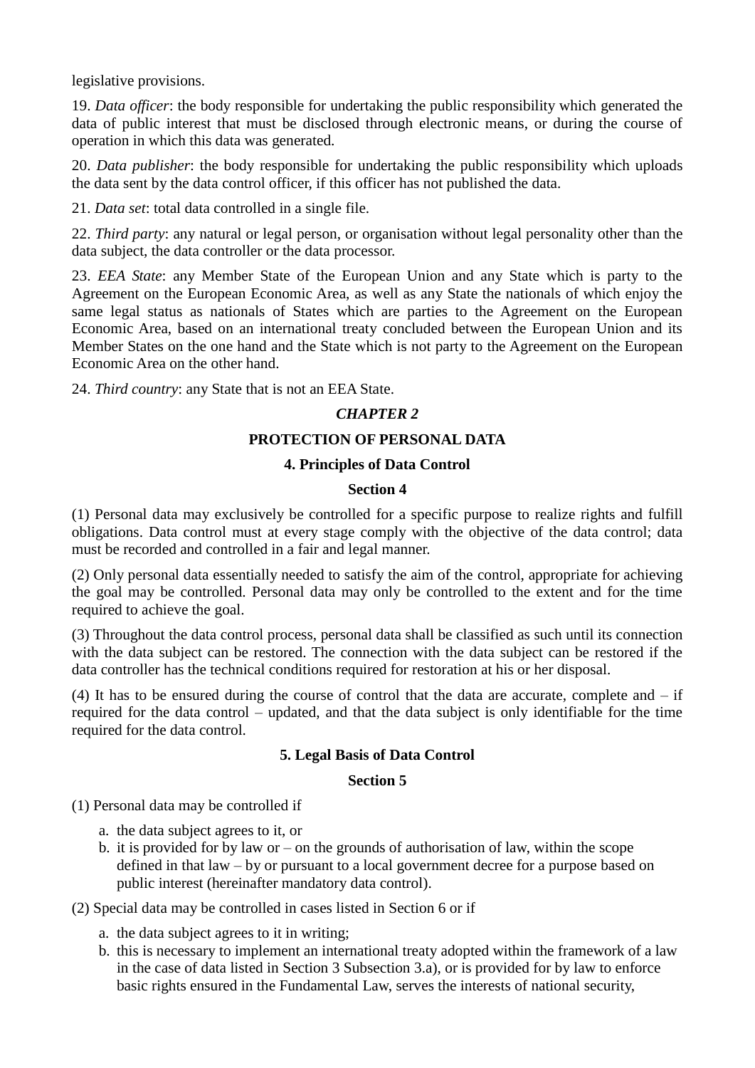legislative provisions.

19. *Data officer*: the body responsible for undertaking the public responsibility which generated the data of public interest that must be disclosed through electronic means, or during the course of operation in which this data was generated.

20. *Data publisher*: the body responsible for undertaking the public responsibility which uploads the data sent by the data control officer, if this officer has not published the data.

21. *Data set*: total data controlled in a single file.

22. *Third party*: any natural or legal person, or organisation without legal personality other than the data subject, the data controller or the data processor.

23. *EEA State*: any Member State of the European Union and any State which is party to the Agreement on the European Economic Area, as well as any State the nationals of which enjoy the same legal status as nationals of States which are parties to the Agreement on the European Economic Area, based on an international treaty concluded between the European Union and its Member States on the one hand and the State which is not party to the Agreement on the European Economic Area on the other hand.

24. *Third country*: any State that is not an EEA State.

## *CHAPTER 2*

## PROTECTION OF PERSONAL DATA

### 4. Principles of Data Control

#### Section 4

(1) Personal data may exclusively be controlled for a specific purpose to realize rights and fulfill obligations. Data control must at every stage comply with the objective of the data control; data must be recorded and controlled in a fair and legal manner.

(2) Only personal data essentially needed to satisfy the aim of the control, appropriate for achieving the goal may be controlled. Personal data may only be controlled to the extent and for the time required to achieve the goal.

(3) Throughout the data control process, personal data shall be classified as such until its connection with the data subject can be restored. The connection with the data subject can be restored if the data controller has the technical conditions required for restoration at his or her disposal.

(4) It has to be ensured during the course of control that the data are accurate, complete and – if required for the data control – updated, and that the data subject is only identifiable for the time required for the data control.

### 5. Legal Basis of Data Control

#### Section 5

(1) Personal data may be controlled if

a. the data subject agrees to it, or
b. it is provided for by law or – on the grounds of authorisation of law, within the scope defined in that law – by or pursuant to a local government decree for a purpose based on public interest (hereinafter mandatory data control).

(2) Special data may be controlled in cases listed in Section 6 or if

a. the data subject agrees to it in writing;
b. this is necessary to implement an international treaty adopted within the framework of a law in the case of data listed in Section 3 Subsection 3.a), or is provided for by law to enforce basic rights ensured in the Fundamental Law, serves the interests of national security,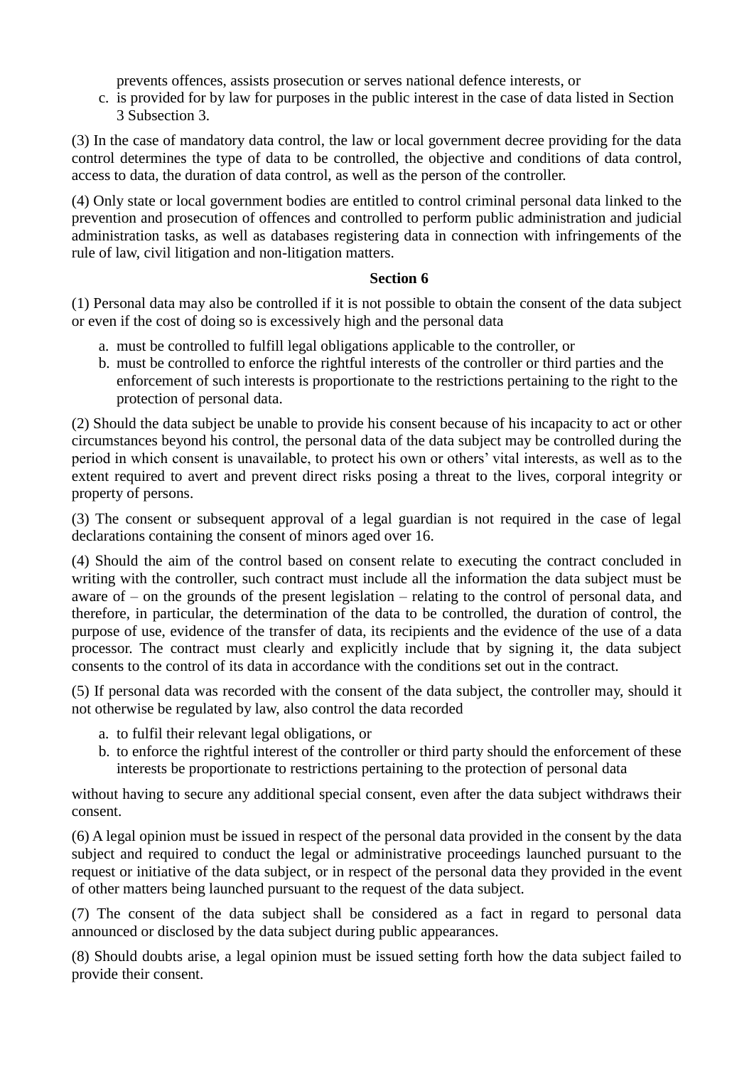prevents offences, assists prosecution or serves national defence interests, or

c. is provided for by law for purposes in the public interest in the case of data listed in Section 3 Subsection 3.

(3) In the case of mandatory data control, the law or local government decree providing for the data control determines the type of data to be controlled, the objective and conditions of data control, access to data, the duration of data control, as well as the person of the controller.

(4) Only state or local government bodies are entitled to control criminal personal data linked to the prevention and prosecution of offences and controlled to perform public administration and judicial administration tasks, as well as databases registering data in connection with infringements of the rule of law, civil litigation and non-litigation matters.

**Section 6**

(1) Personal data may also be controlled if it is not possible to obtain the consent of the data subject or even if the cost of doing so is excessively high and the personal data

a. must be controlled to fulfill legal obligations applicable to the controller, or
b. must be controlled to enforce the rightful interests of the controller or third parties and the enforcement of such interests is proportionate to the restrictions pertaining to the right to the protection of personal data.

(2) Should the data subject be unable to provide his consent because of his incapacity to act or other circumstances beyond his control, the personal data of the data subject may be controlled during the period in which consent is unavailable, to protect his own or others' vital interests, as well as to the extent required to avert and prevent direct risks posing a threat to the lives, corporal integrity or property of persons.

(3) The consent or subsequent approval of a legal guardian is not required in the case of legal declarations containing the consent of minors aged over 16.

(4) Should the aim of the control based on consent relate to executing the contract concluded in writing with the controller, such contract must include all the information the data subject must be aware of – on the grounds of the present legislation – relating to the control of personal data, and therefore, in particular, the determination of the data to be controlled, the duration of control, the purpose of use, evidence of the transfer of data, its recipients and the evidence of the use of a data processor. The contract must clearly and explicitly include that by signing it, the data subject consents to the control of its data in accordance with the conditions set out in the contract.

(5) If personal data was recorded with the consent of the data subject, the controller may, should it not otherwise be regulated by law, also control the data recorded

a. to fulfil their relevant legal obligations, or
b. to enforce the rightful interest of the controller or third party should the enforcement of these interests be proportionate to restrictions pertaining to the protection of personal data

without having to secure any additional special consent, even after the data subject withdraws their consent.

(6) A legal opinion must be issued in respect of the personal data provided in the consent by the data subject and required to conduct the legal or administrative proceedings launched pursuant to the request or initiative of the data subject, or in respect of the personal data they provided in the event of other matters being launched pursuant to the request of the data subject.

(7) The consent of the data subject shall be considered as a fact in regard to personal data announced or disclosed by the data subject during public appearances.

(8) Should doubts arise, a legal opinion must be issued setting forth how the data subject failed to provide their consent.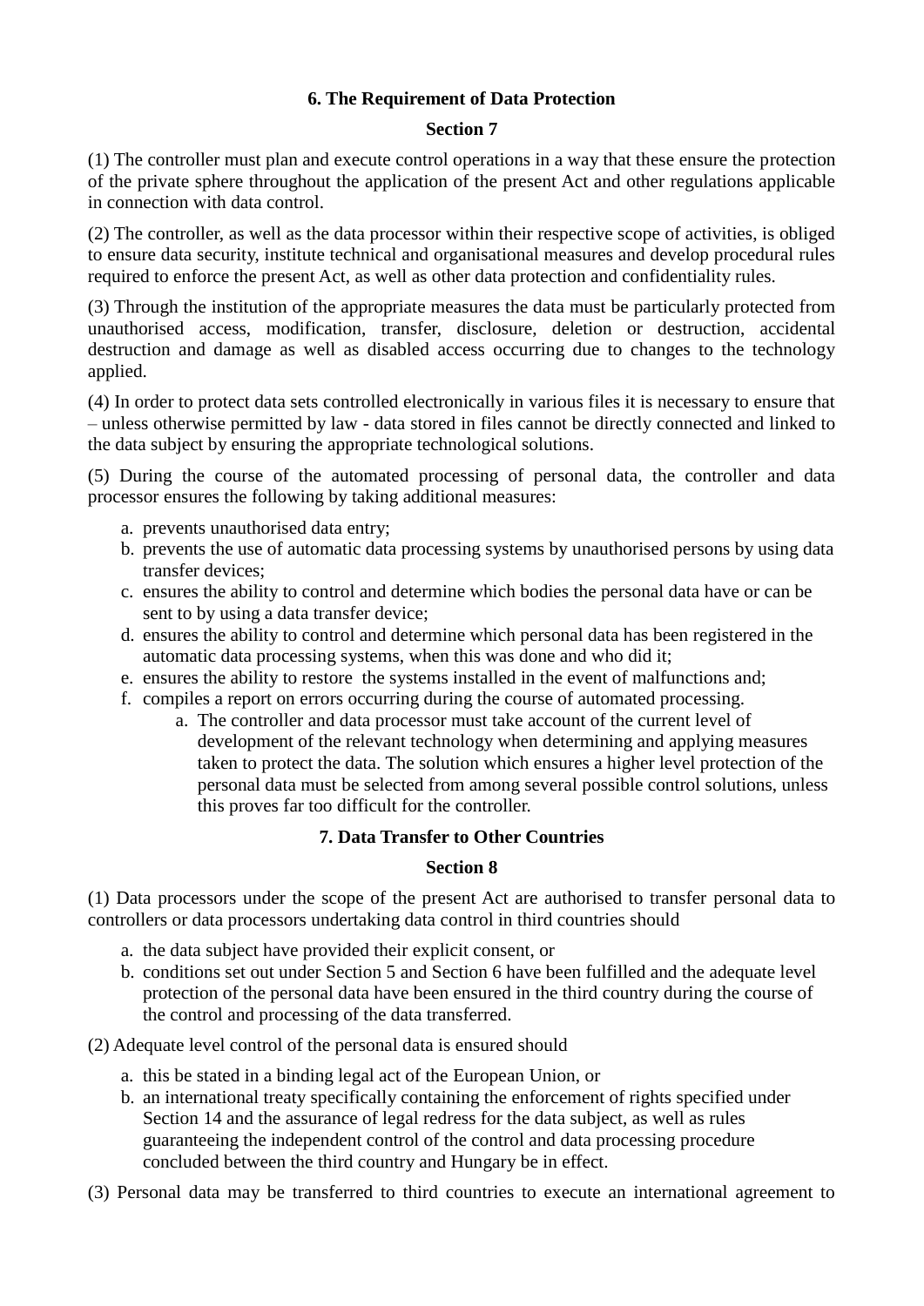## 6. The Requirement of Data Protection

### Section 7

(1) The controller must plan and execute control operations in a way that these ensure the protection of the private sphere throughout the application of the present Act and other regulations applicable in connection with data control.

(2) The controller, as well as the data processor within their respective scope of activities, is obliged to ensure data security, institute technical and organisational measures and develop procedural rules required to enforce the present Act, as well as other data protection and confidentiality rules.

(3) Through the institution of the appropriate measures the data must be particularly protected from unauthorised access, modification, transfer, disclosure, deletion or destruction, accidental destruction and damage as well as disabled access occurring due to changes to the technology applied.

(4) In order to protect data sets controlled electronically in various files it is necessary to ensure that – unless otherwise permitted by law - data stored in files cannot be directly connected and linked to the data subject by ensuring the appropriate technological solutions.

(5) During the course of the automated processing of personal data, the controller and data processor ensures the following by taking additional measures:

a. prevents unauthorised data entry;
b. prevents the use of automatic data processing systems by unauthorised persons by using data transfer devices;
c. ensures the ability to control and determine which bodies the personal data have or can be sent to by using a data transfer device;
d. ensures the ability to control and determine which personal data has been registered in the automatic data processing systems, when this was done and who did it;
e. ensures the ability to restore the systems installed in the event of malfunctions and;
f. compiles a report on errors occurring during the course of automated processing.
    a. The controller and data processor must take account of the current level of development of the relevant technology when determining and applying measures taken to protect the data. The solution which ensures a higher level protection of the personal data must be selected from among several possible control solutions, unless this proves far too difficult for the controller.

## 7. Data Transfer to Other Countries

### Section 8

(1) Data processors under the scope of the present Act are authorised to transfer personal data to controllers or data processors undertaking data control in third countries should

a. the data subject have provided their explicit consent, or
b. conditions set out under Section 5 and Section 6 have been fulfilled and the adequate level protection of the personal data have been ensured in the third country during the course of the control and processing of the data transferred.

(2) Adequate level control of the personal data is ensured should

a. this be stated in a binding legal act of the European Union, or
b. an international treaty specifically containing the enforcement of rights specified under Section 14 and the assurance of legal redress for the data subject, as well as rules guaranteeing the independent control of the control and data processing procedure concluded between the third country and Hungary be in effect.

(3) Personal data may be transferred to third countries to execute an international agreement to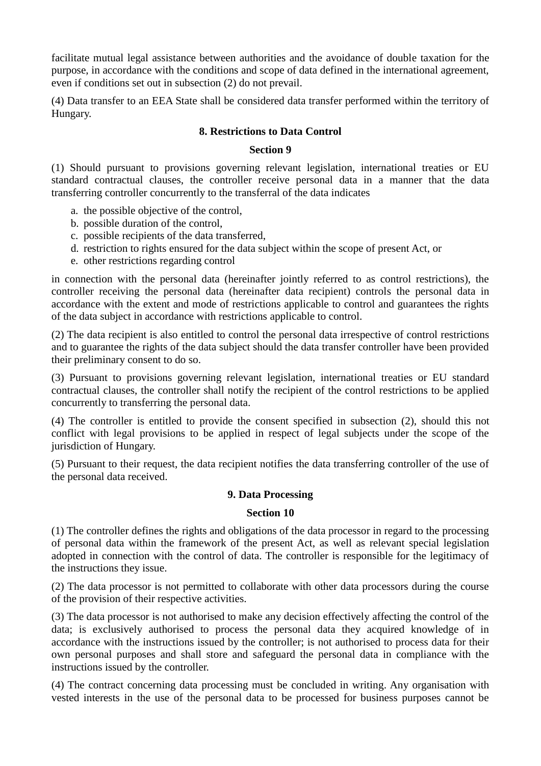facilitate mutual legal assistance between authorities and the avoidance of double taxation for the purpose, in accordance with the conditions and scope of data defined in the international agreement, even if conditions set out in subsection (2) do not prevail.

(4) Data transfer to an EEA State shall be considered data transfer performed within the territory of Hungary.

### 8. Restrictions to Data Control

#### Section 9

(1) Should pursuant to provisions governing relevant legislation, international treaties or EU standard contractual clauses, the controller receive personal data in a manner that the data transferring controller concurrently to the transferral of the data indicates

a. the possible objective of the control,
b. possible duration of the control,
c. possible recipients of the data transferred,
d. restriction to rights ensured for the data subject within the scope of present Act, or
e. other restrictions regarding control

in connection with the personal data (hereinafter jointly referred to as control restrictions), the controller receiving the personal data (hereinafter data recipient) controls the personal data in accordance with the extent and mode of restrictions applicable to control and guarantees the rights of the data subject in accordance with restrictions applicable to control.

(2) The data recipient is also entitled to control the personal data irrespective of control restrictions and to guarantee the rights of the data subject should the data transfer controller have been provided their preliminary consent to do so.

(3) Pursuant to provisions governing relevant legislation, international treaties or EU standard contractual clauses, the controller shall notify the recipient of the control restrictions to be applied concurrently to transferring the personal data.

(4) The controller is entitled to provide the consent specified in subsection (2), should this not conflict with legal provisions to be applied in respect of legal subjects under the scope of the jurisdiction of Hungary.

(5) Pursuant to their request, the data recipient notifies the data transferring controller of the use of the personal data received.

### 9. Data Processing

#### Section 10

(1) The controller defines the rights and obligations of the data processor in regard to the processing of personal data within the framework of the present Act, as well as relevant special legislation adopted in connection with the control of data. The controller is responsible for the legitimacy of the instructions they issue.

(2) The data processor is not permitted to collaborate with other data processors during the course of the provision of their respective activities.

(3) The data processor is not authorised to make any decision effectively affecting the control of the data; is exclusively authorised to process the personal data they acquired knowledge of in accordance with the instructions issued by the controller; is not authorised to process data for their own personal purposes and shall store and safeguard the personal data in compliance with the instructions issued by the controller.

(4) The contract concerning data processing must be concluded in writing. Any organisation with vested interests in the use of the personal data to be processed for business purposes cannot be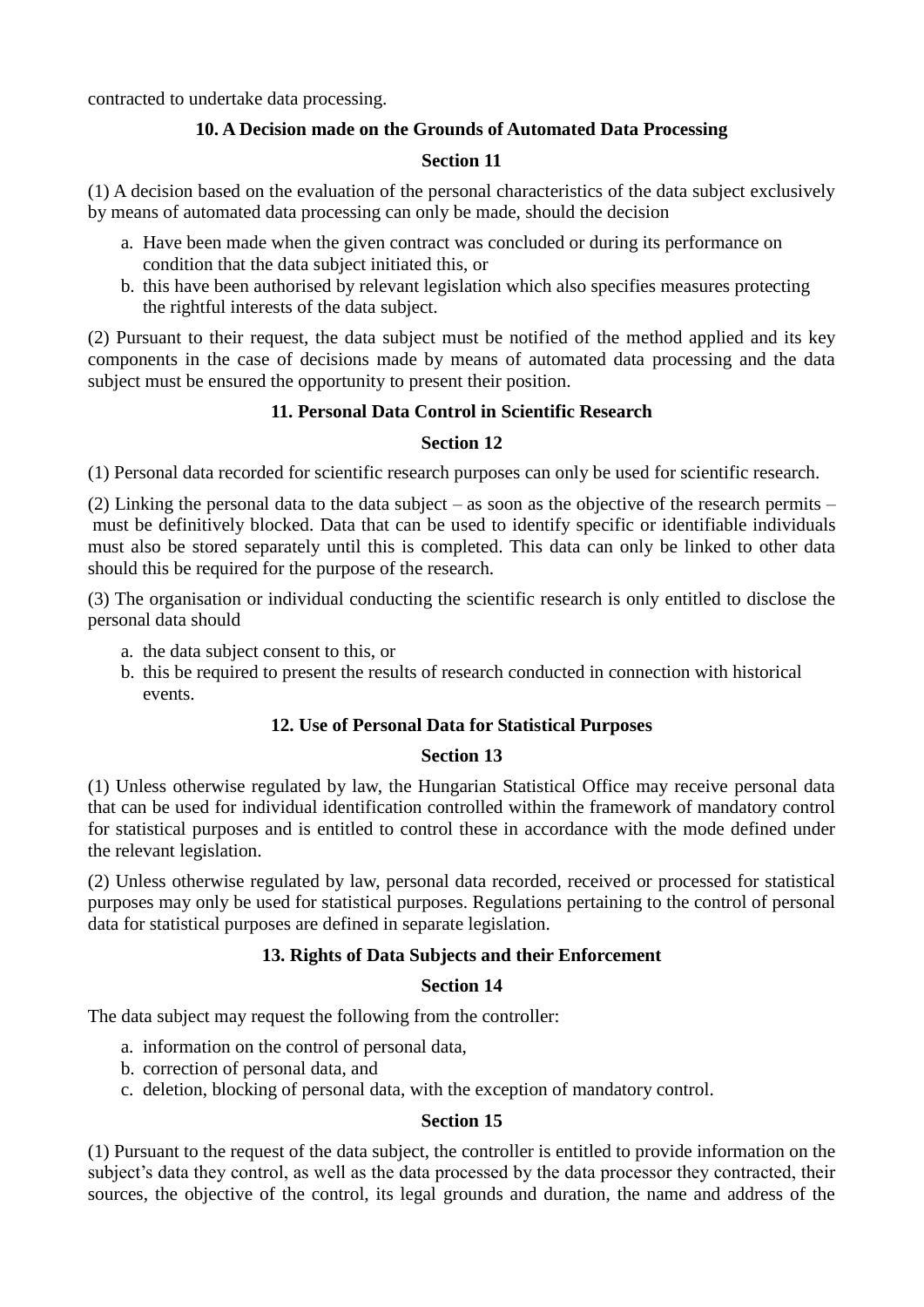contracted to undertake data processing.

### 10. A Decision made on the Grounds of Automated Data Processing

#### Section 11

(1) A decision based on the evaluation of the personal characteristics of the data subject exclusively by means of automated data processing can only be made, should the decision

a. Have been made when the given contract was concluded or during its performance on condition that the data subject initiated this, or
b. this have been authorised by relevant legislation which also specifies measures protecting the rightful interests of the data subject.

(2) Pursuant to their request, the data subject must be notified of the method applied and its key components in the case of decisions made by means of automated data processing and the data subject must be ensured the opportunity to present their position.

### 11. Personal Data Control in Scientific Research

#### Section 12

(1) Personal data recorded for scientific research purposes can only be used for scientific research.

(2) Linking the personal data to the data subject – as soon as the objective of the research permits – must be definitively blocked. Data that can be used to identify specific or identifiable individuals must also be stored separately until this is completed. This data can only be linked to other data should this be required for the purpose of the research.

(3) The organisation or individual conducting the scientific research is only entitled to disclose the personal data should

a. the data subject consent to this, or
b. this be required to present the results of research conducted in connection with historical events.

### 12. Use of Personal Data for Statistical Purposes

#### Section 13

(1) Unless otherwise regulated by law, the Hungarian Statistical Office may receive personal data that can be used for individual identification controlled within the framework of mandatory control for statistical purposes and is entitled to control these in accordance with the mode defined under the relevant legislation.

(2) Unless otherwise regulated by law, personal data recorded, received or processed for statistical purposes may only be used for statistical purposes. Regulations pertaining to the control of personal data for statistical purposes are defined in separate legislation.

### 13. Rights of Data Subjects and their Enforcement

#### Section 14

The data subject may request the following from the controller:

a. information on the control of personal data,
b. correction of personal data, and
c. deletion, blocking of personal data, with the exception of mandatory control.

#### Section 15

(1) Pursuant to the request of the data subject, the controller is entitled to provide information on the subject's data they control, as well as the data processed by the data processor they contracted, their sources, the objective of the control, its legal grounds and duration, the name and address of the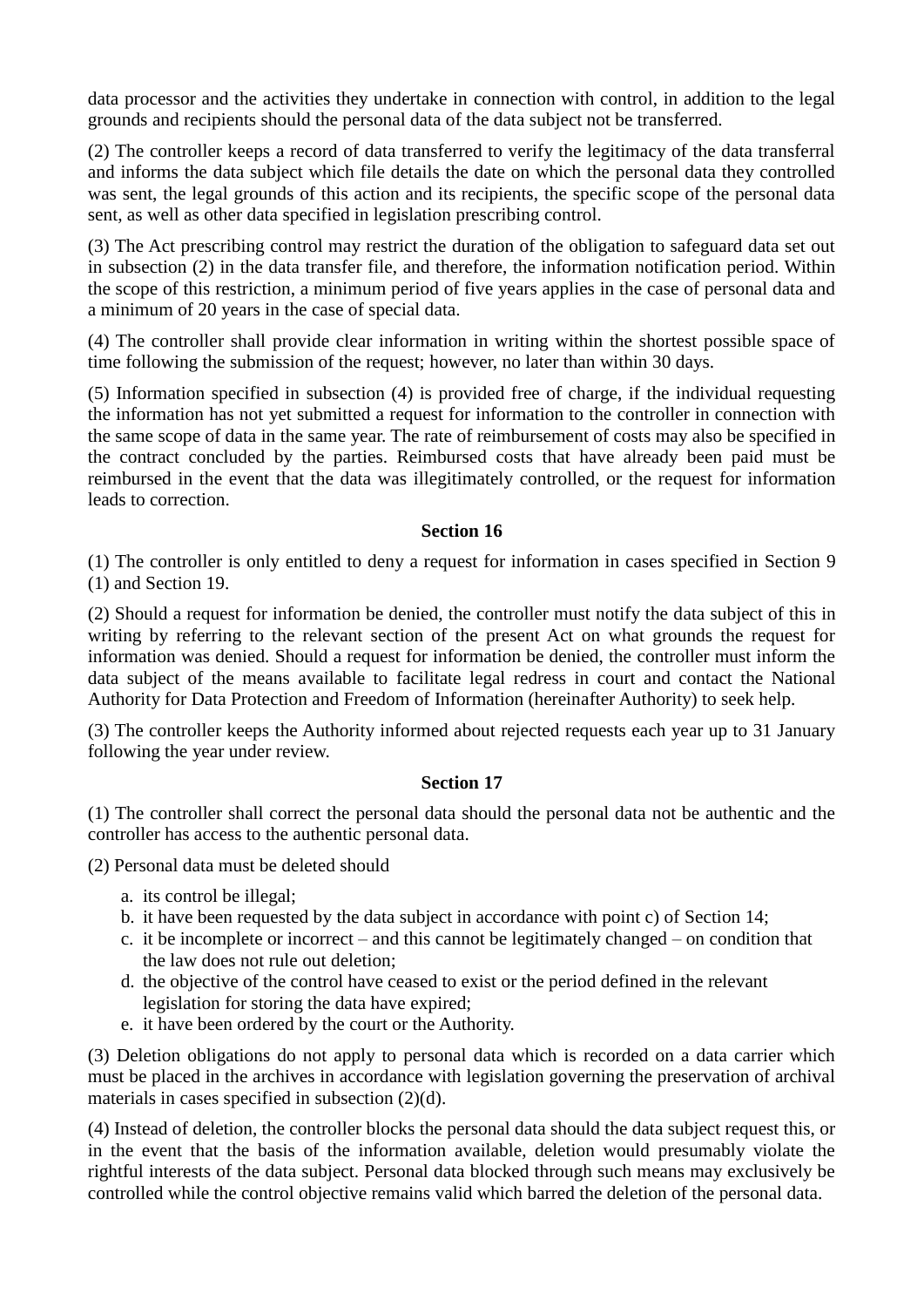data processor and the activities they undertake in connection with control, in addition to the legal grounds and recipients should the personal data of the data subject not be transferred.

(2) The controller keeps a record of data transferred to verify the legitimacy of the data transferral and informs the data subject which file details the date on which the personal data they controlled was sent, the legal grounds of this action and its recipients, the specific scope of the personal data sent, as well as other data specified in legislation prescribing control.

(3) The Act prescribing control may restrict the duration of the obligation to safeguard data set out in subsection (2) in the data transfer file, and therefore, the information notification period. Within the scope of this restriction, a minimum period of five years applies in the case of personal data and a minimum of 20 years in the case of special data.

(4) The controller shall provide clear information in writing within the shortest possible space of time following the submission of the request; however, no later than within 30 days.

(5) Information specified in subsection (4) is provided free of charge, if the individual requesting the information has not yet submitted a request for information to the controller in connection with the same scope of data in the same year. The rate of reimbursement of costs may also be specified in the contract concluded by the parties. Reimbursed costs that have already been paid must be reimbursed in the event that the data was illegitimately controlled, or the request for information leads to correction.

**Section 16**

(1) The controller is only entitled to deny a request for information in cases specified in Section 9 (1) and Section 19.

(2) Should a request for information be denied, the controller must notify the data subject of this in writing by referring to the relevant section of the present Act on what grounds the request for information was denied. Should a request for information be denied, the controller must inform the data subject of the means available to facilitate legal redress in court and contact the National Authority for Data Protection and Freedom of Information (hereinafter Authority) to seek help.

(3) The controller keeps the Authority informed about rejected requests each year up to 31 January following the year under review.

**Section 17**

(1) The controller shall correct the personal data should the personal data not be authentic and the controller has access to the authentic personal data.

(2) Personal data must be deleted should

a. its control be illegal;
b. it have been requested by the data subject in accordance with point c) of Section 14;
c. it be incomplete or incorrect – and this cannot be legitimately changed – on condition that the law does not rule out deletion;
d. the objective of the control have ceased to exist or the period defined in the relevant legislation for storing the data have expired;
e. it have been ordered by the court or the Authority.

(3) Deletion obligations do not apply to personal data which is recorded on a data carrier which must be placed in the archives in accordance with legislation governing the preservation of archival materials in cases specified in subsection (2)(d).

(4) Instead of deletion, the controller blocks the personal data should the data subject request this, or in the event that the basis of the information available, deletion would presumably violate the rightful interests of the data subject. Personal data blocked through such means may exclusively be controlled while the control objective remains valid which barred the deletion of the personal data.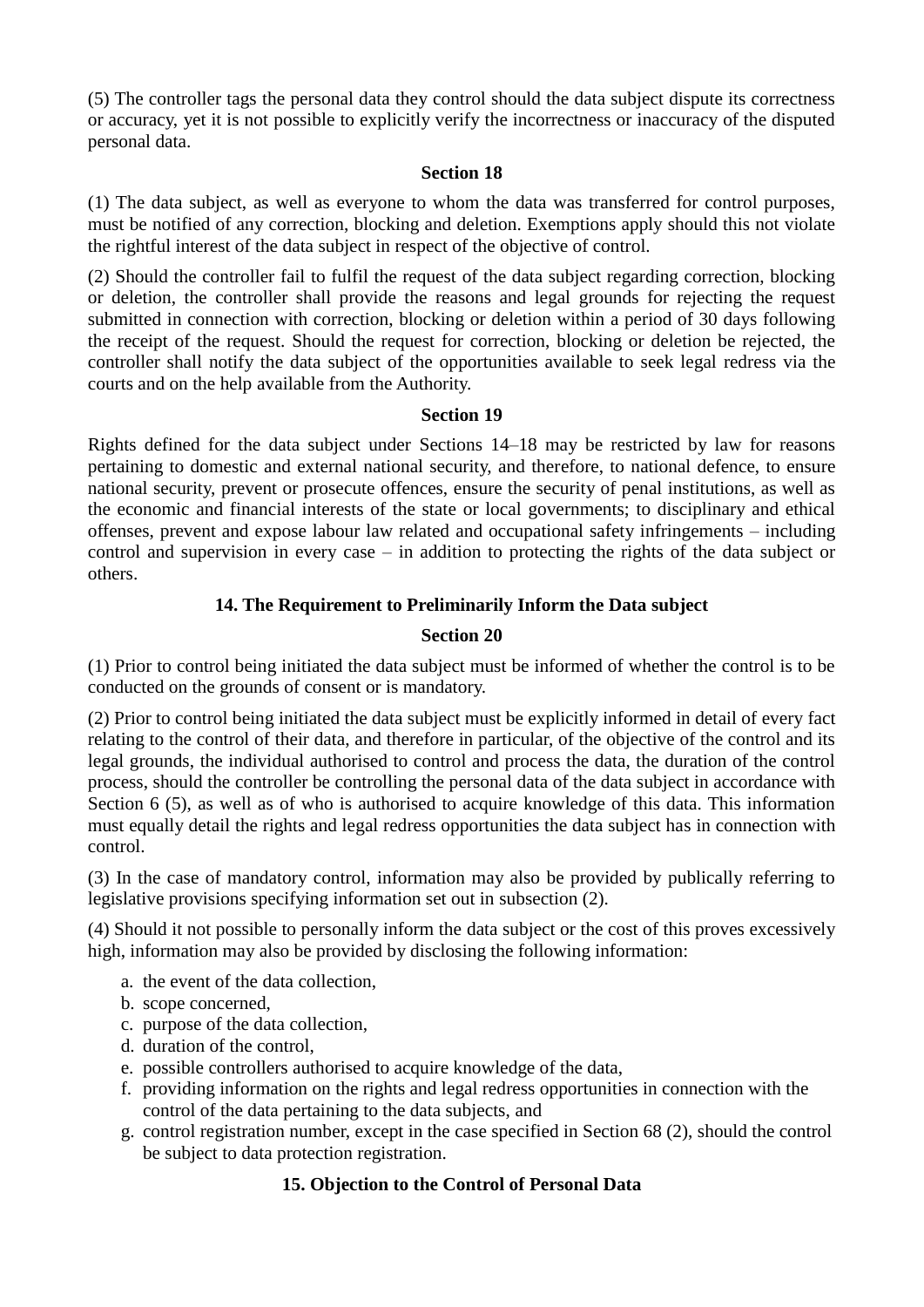(5) The controller tags the personal data they control should the data subject dispute its correctness or accuracy, yet it is not possible to explicitly verify the incorrectness or inaccuracy of the disputed personal data.

**Section 18**

(1) The data subject, as well as everyone to whom the data was transferred for control purposes, must be notified of any correction, blocking and deletion. Exemptions apply should this not violate the rightful interest of the data subject in respect of the objective of control.

(2) Should the controller fail to fulfil the request of the data subject regarding correction, blocking or deletion, the controller shall provide the reasons and legal grounds for rejecting the request submitted in connection with correction, blocking or deletion within a period of 30 days following the receipt of the request. Should the request for correction, blocking or deletion be rejected, the controller shall notify the data subject of the opportunities available to seek legal redress via the courts and on the help available from the Authority.

**Section 19**

Rights defined for the data subject under Sections 14–18 may be restricted by law for reasons pertaining to domestic and external national security, and therefore, to national defence, to ensure national security, prevent or prosecute offences, ensure the security of penal institutions, as well as the economic and financial interests of the state or local governments; to disciplinary and ethical offenses, prevent and expose labour law related and occupational safety infringements – including control and supervision in every case – in addition to protecting the rights of the data subject or others.

## 14. The Requirement to Preliminarily Inform the Data subject

**Section 20**

(1) Prior to control being initiated the data subject must be informed of whether the control is to be conducted on the grounds of consent or is mandatory.

(2) Prior to control being initiated the data subject must be explicitly informed in detail of every fact relating to the control of their data, and therefore in particular, of the objective of the control and its legal grounds, the individual authorised to control and process the data, the duration of the control process, should the controller be controlling the personal data of the data subject in accordance with Section 6 (5), as well as of who is authorised to acquire knowledge of this data. This information must equally detail the rights and legal redress opportunities the data subject has in connection with control.

(3) In the case of mandatory control, information may also be provided by publically referring to legislative provisions specifying information set out in subsection (2).

(4) Should it not possible to personally inform the data subject or the cost of this proves excessively high, information may also be provided by disclosing the following information:

a. the event of the data collection,
b. scope concerned,
c. purpose of the data collection,
d. duration of the control,
e. possible controllers authorised to acquire knowledge of the data,
f. providing information on the rights and legal redress opportunities in connection with the control of the data pertaining to the data subjects, and
g. control registration number, except in the case specified in Section 68 (2), should the control be subject to data protection registration.

## 15. Objection to the Control of Personal Data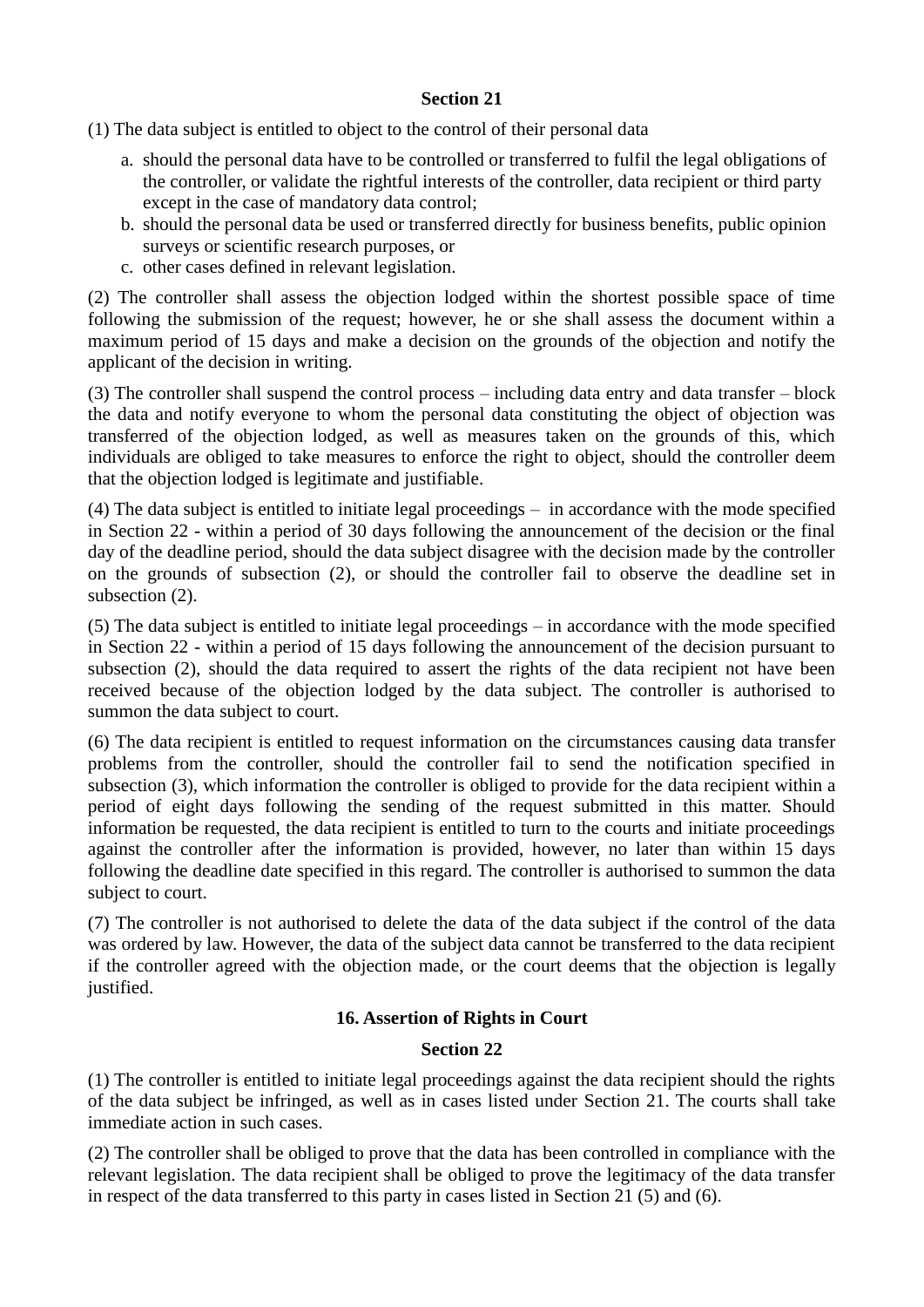**Section 21**

(1) The data subject is entitled to object to the control of their personal data

a. should the personal data have to be controlled or transferred to fulfil the legal obligations of the controller, or validate the rightful interests of the controller, data recipient or third party except in the case of mandatory data control;
b. should the personal data be used or transferred directly for business benefits, public opinion surveys or scientific research purposes, or
c. other cases defined in relevant legislation.

(2) The controller shall assess the objection lodged within the shortest possible space of time following the submission of the request; however, he or she shall assess the document within a maximum period of 15 days and make a decision on the grounds of the objection and notify the applicant of the decision in writing.

(3) The controller shall suspend the control process – including data entry and data transfer – block the data and notify everyone to whom the personal data constituting the object of objection was transferred of the objection lodged, as well as measures taken on the grounds of this, which individuals are obliged to take measures to enforce the right to object, should the controller deem that the objection lodged is legitimate and justifiable.

(4) The data subject is entitled to initiate legal proceedings – in accordance with the mode specified in Section 22 - within a period of 30 days following the announcement of the decision or the final day of the deadline period, should the data subject disagree with the decision made by the controller on the grounds of subsection (2), or should the controller fail to observe the deadline set in subsection (2).

(5) The data subject is entitled to initiate legal proceedings – in accordance with the mode specified in Section 22 - within a period of 15 days following the announcement of the decision pursuant to subsection (2), should the data required to assert the rights of the data recipient not have been received because of the objection lodged by the data subject. The controller is authorised to summon the data subject to court.

(6) The data recipient is entitled to request information on the circumstances causing data transfer problems from the controller, should the controller fail to send the notification specified in subsection (3), which information the controller is obliged to provide for the data recipient within a period of eight days following the sending of the request submitted in this matter. Should information be requested, the data recipient is entitled to turn to the courts and initiate proceedings against the controller after the information is provided, however, no later than within 15 days following the deadline date specified in this regard. The controller is authorised to summon the data subject to court.

(7) The controller is not authorised to delete the data of the data subject if the control of the data was ordered by law. However, the data of the subject data cannot be transferred to the data recipient if the controller agreed with the objection made, or the court deems that the objection is legally justified.

**16. Assertion of Rights in Court**

**Section 22**

(1) The controller is entitled to initiate legal proceedings against the data recipient should the rights of the data subject be infringed, as well as in cases listed under Section 21. The courts shall take immediate action in such cases.

(2) The controller shall be obliged to prove that the data has been controlled in compliance with the relevant legislation. The data recipient shall be obliged to prove the legitimacy of the data transfer in respect of the data transferred to this party in cases listed in Section 21 (5) and (6).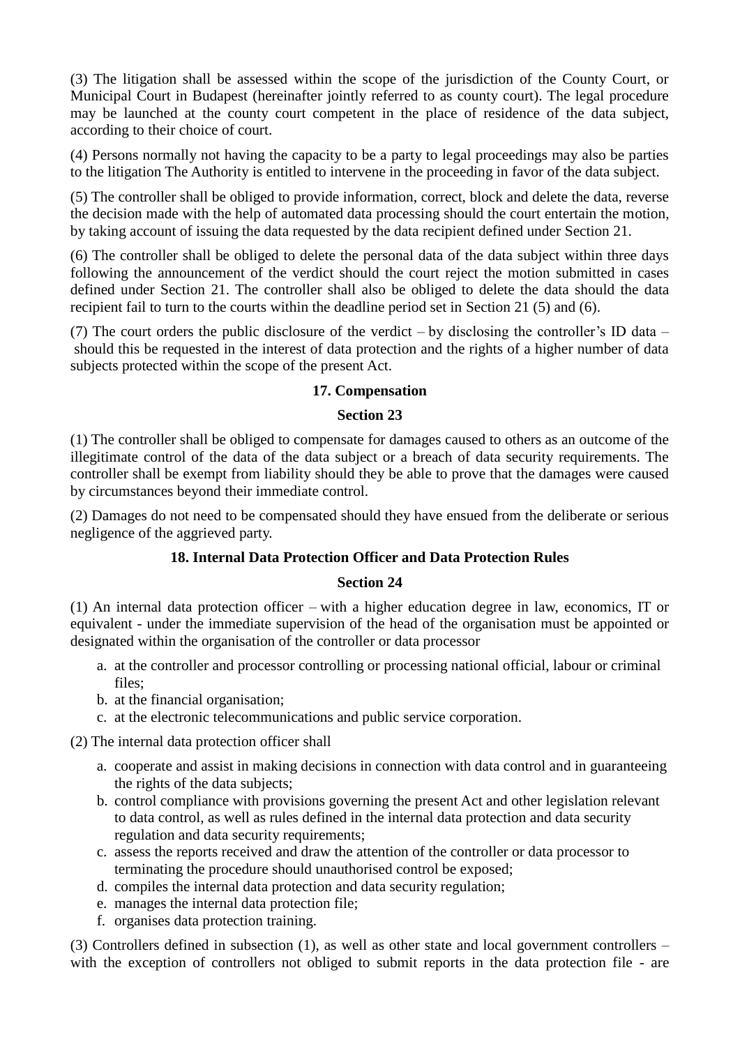(3) The litigation shall be assessed within the scope of the jurisdiction of the County Court, or Municipal Court in Budapest (hereinafter jointly referred to as county court). The legal procedure may be launched at the county court competent in the place of residence of the data subject, according to their choice of court.

(4) Persons normally not having the capacity to be a party to legal proceedings may also be parties to the litigation The Authority is entitled to intervene in the proceeding in favor of the data subject.

(5) The controller shall be obliged to provide information, correct, block and delete the data, reverse the decision made with the help of automated data processing should the court entertain the motion, by taking account of issuing the data requested by the data recipient defined under Section 21.

(6) The controller shall be obliged to delete the personal data of the data subject within three days following the announcement of the verdict should the court reject the motion submitted in cases defined under Section 21. The controller shall also be obliged to delete the data should the data recipient fail to turn to the courts within the deadline period set in Section 21 (5) and (6).

(7) The court orders the public disclosure of the verdict – by disclosing the controller's ID data – should this be requested in the interest of data protection and the rights of a higher number of data subjects protected within the scope of the present Act.

### 17. Compensation

### Section 23

(1) The controller shall be obliged to compensate for damages caused to others as an outcome of the illegitimate control of the data of the data subject or a breach of data security requirements. The controller shall be exempt from liability should they be able to prove that the damages were caused by circumstances beyond their immediate control.

(2) Damages do not need to be compensated should they have ensued from the deliberate or serious negligence of the aggrieved party.

### 18. Internal Data Protection Officer and Data Protection Rules

### Section 24

(1) An internal data protection officer – with a higher education degree in law, economics, IT or equivalent - under the immediate supervision of the head of the organisation must be appointed or designated within the organisation of the controller or data processor

a. at the controller and processor controlling or processing national official, labour or criminal files;
b. at the financial organisation;
c. at the electronic telecommunications and public service corporation.

(2) The internal data protection officer shall

a. cooperate and assist in making decisions in connection with data control and in guaranteeing the rights of the data subjects;
b. control compliance with provisions governing the present Act and other legislation relevant to data control, as well as rules defined in the internal data protection and data security regulation and data security requirements;
c. assess the reports received and draw the attention of the controller or data processor to terminating the procedure should unauthorised control be exposed;
d. compiles the internal data protection and data security regulation;
e. manages the internal data protection file;
f. organises data protection training.

(3) Controllers defined in subsection (1), as well as other state and local government controllers – with the exception of controllers not obliged to submit reports in the data protection file - are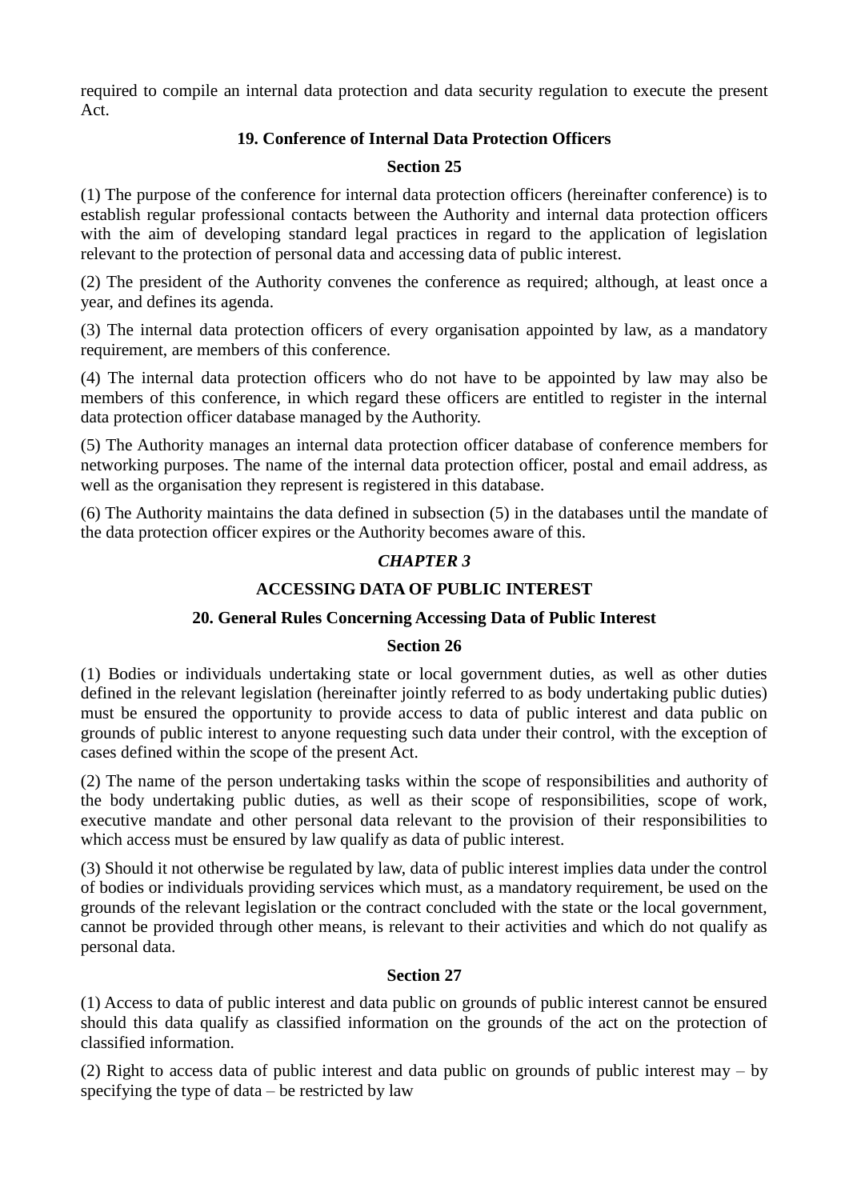required to compile an internal data protection and data security regulation to execute the present Act.

### 19. Conference of Internal Data Protection Officers

#### Section 25

(1) The purpose of the conference for internal data protection officers (hereinafter conference) is to establish regular professional contacts between the Authority and internal data protection officers with the aim of developing standard legal practices in regard to the application of legislation relevant to the protection of personal data and accessing data of public interest.

(2) The president of the Authority convenes the conference as required; although, at least once a year, and defines its agenda.

(3) The internal data protection officers of every organisation appointed by law, as a mandatory requirement, are members of this conference.

(4) The internal data protection officers who do not have to be appointed by law may also be members of this conference, in which regard these officers are entitled to register in the internal data protection officer database managed by the Authority.

(5) The Authority manages an internal data protection officer database of conference members for networking purposes. The name of the internal data protection officer, postal and email address, as well as the organisation they represent is registered in this database.

(6) The Authority maintains the data defined in subsection (5) in the databases until the mandate of the data protection officer expires or the Authority becomes aware of this.

## *CHAPTER 3*

## ACCESSING DATA OF PUBLIC INTEREST

### 20. General Rules Concerning Accessing Data of Public Interest

#### Section 26

(1) Bodies or individuals undertaking state or local government duties, as well as other duties defined in the relevant legislation (hereinafter jointly referred to as body undertaking public duties) must be ensured the opportunity to provide access to data of public interest and data public on grounds of public interest to anyone requesting such data under their control, with the exception of cases defined within the scope of the present Act.

(2) The name of the person undertaking tasks within the scope of responsibilities and authority of the body undertaking public duties, as well as their scope of responsibilities, scope of work, executive mandate and other personal data relevant to the provision of their responsibilities to which access must be ensured by law qualify as data of public interest.

(3) Should it not otherwise be regulated by law, data of public interest implies data under the control of bodies or individuals providing services which must, as a mandatory requirement, be used on the grounds of the relevant legislation or the contract concluded with the state or the local government, cannot be provided through other means, is relevant to their activities and which do not qualify as personal data.

#### Section 27

(1) Access to data of public interest and data public on grounds of public interest cannot be ensured should this data qualify as classified information on the grounds of the act on the protection of classified information.

(2) Right to access data of public interest and data public on grounds of public interest may – by specifying the type of data – be restricted by law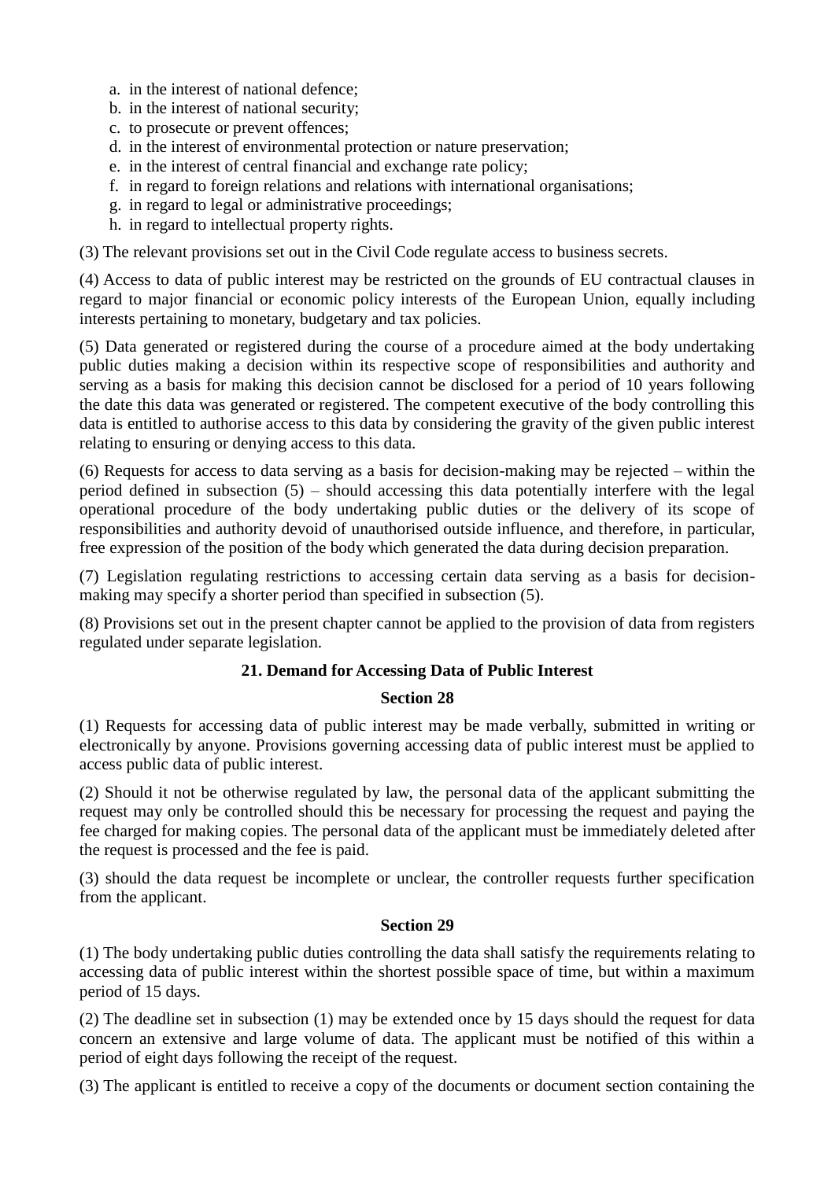a. in the interest of national defence;
b. in the interest of national security;
c. to prosecute or prevent offences;
d. in the interest of environmental protection or nature preservation;
e. in the interest of central financial and exchange rate policy;
f. in regard to foreign relations and relations with international organisations;
g. in regard to legal or administrative proceedings;
h. in regard to intellectual property rights.

(3) The relevant provisions set out in the Civil Code regulate access to business secrets.

(4) Access to data of public interest may be restricted on the grounds of EU contractual clauses in regard to major financial or economic policy interests of the European Union, equally including interests pertaining to monetary, budgetary and tax policies.

(5) Data generated or registered during the course of a procedure aimed at the body undertaking public duties making a decision within its respective scope of responsibilities and authority and serving as a basis for making this decision cannot be disclosed for a period of 10 years following the date this data was generated or registered. The competent executive of the body controlling this data is entitled to authorise access to this data by considering the gravity of the given public interest relating to ensuring or denying access to this data.

(6) Requests for access to data serving as a basis for decision-making may be rejected – within the period defined in subsection (5) – should accessing this data potentially interfere with the legal operational procedure of the body undertaking public duties or the delivery of its scope of responsibilities and authority devoid of unauthorised outside influence, and therefore, in particular, free expression of the position of the body which generated the data during decision preparation.

(7) Legislation regulating restrictions to accessing certain data serving as a basis for decision-making may specify a shorter period than specified in subsection (5).

(8) Provisions set out in the present chapter cannot be applied to the provision of data from registers regulated under separate legislation.

## 21. Demand for Accessing Data of Public Interest

### Section 28

(1) Requests for accessing data of public interest may be made verbally, submitted in writing or electronically by anyone. Provisions governing accessing data of public interest must be applied to access public data of public interest.

(2) Should it not be otherwise regulated by law, the personal data of the applicant submitting the request may only be controlled should this be necessary for processing the request and paying the fee charged for making copies. The personal data of the applicant must be immediately deleted after the request is processed and the fee is paid.

(3) should the data request be incomplete or unclear, the controller requests further specification from the applicant.

### Section 29

(1) The body undertaking public duties controlling the data shall satisfy the requirements relating to accessing data of public interest within the shortest possible space of time, but within a maximum period of 15 days.

(2) The deadline set in subsection (1) may be extended once by 15 days should the request for data concern an extensive and large volume of data. The applicant must be notified of this within a period of eight days following the receipt of the request.

(3) The applicant is entitled to receive a copy of the documents or document section containing the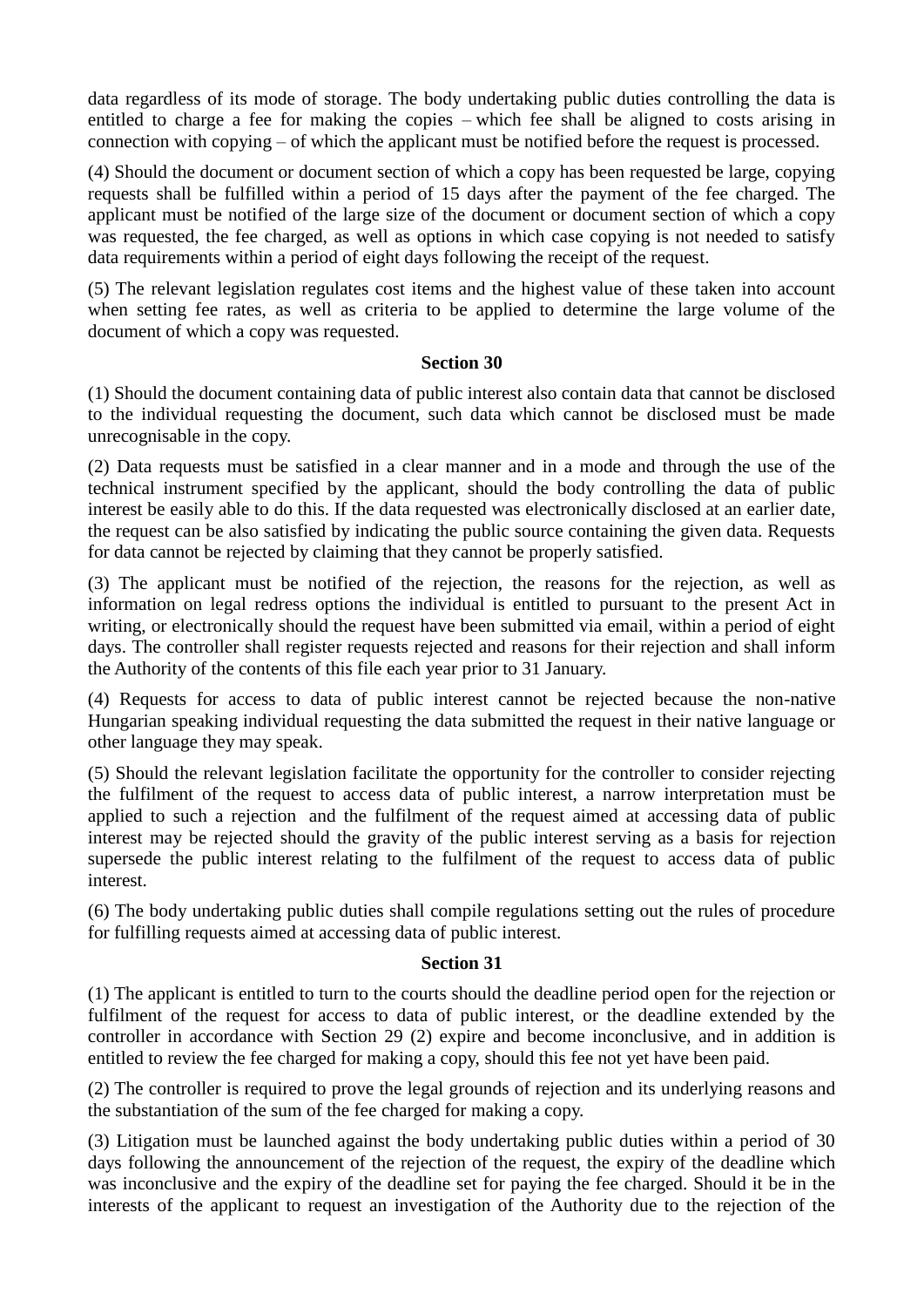data regardless of its mode of storage. The body undertaking public duties controlling the data is entitled to charge a fee for making the copies – which fee shall be aligned to costs arising in connection with copying – of which the applicant must be notified before the request is processed.

(4) Should the document or document section of which a copy has been requested be large, copying requests shall be fulfilled within a period of 15 days after the payment of the fee charged. The applicant must be notified of the large size of the document or document section of which a copy was requested, the fee charged, as well as options in which case copying is not needed to satisfy data requirements within a period of eight days following the receipt of the request.

(5) The relevant legislation regulates cost items and the highest value of these taken into account when setting fee rates, as well as criteria to be applied to determine the large volume of the document of which a copy was requested.

**Section 30**

(1) Should the document containing data of public interest also contain data that cannot be disclosed to the individual requesting the document, such data which cannot be disclosed must be made unrecognisable in the copy.

(2) Data requests must be satisfied in a clear manner and in a mode and through the use of the technical instrument specified by the applicant, should the body controlling the data of public interest be easily able to do this. If the data requested was electronically disclosed at an earlier date, the request can be also satisfied by indicating the public source containing the given data. Requests for data cannot be rejected by claiming that they cannot be properly satisfied.

(3) The applicant must be notified of the rejection, the reasons for the rejection, as well as information on legal redress options the individual is entitled to pursuant to the present Act in writing, or electronically should the request have been submitted via email, within a period of eight days. The controller shall register requests rejected and reasons for their rejection and shall inform the Authority of the contents of this file each year prior to 31 January.

(4) Requests for access to data of public interest cannot be rejected because the non-native Hungarian speaking individual requesting the data submitted the request in their native language or other language they may speak.

(5) Should the relevant legislation facilitate the opportunity for the controller to consider rejecting the fulfilment of the request to access data of public interest, a narrow interpretation must be applied to such a rejection and the fulfilment of the request aimed at accessing data of public interest may be rejected should the gravity of the public interest serving as a basis for rejection supersede the public interest relating to the fulfilment of the request to access data of public interest.

(6) The body undertaking public duties shall compile regulations setting out the rules of procedure for fulfilling requests aimed at accessing data of public interest.

**Section 31**

(1) The applicant is entitled to turn to the courts should the deadline period open for the rejection or fulfilment of the request for access to data of public interest, or the deadline extended by the controller in accordance with Section 29 (2) expire and become inconclusive, and in addition is entitled to review the fee charged for making a copy, should this fee not yet have been paid.

(2) The controller is required to prove the legal grounds of rejection and its underlying reasons and the substantiation of the sum of the fee charged for making a copy.

(3) Litigation must be launched against the body undertaking public duties within a period of 30 days following the announcement of the rejection of the request, the expiry of the deadline which was inconclusive and the expiry of the deadline set for paying the fee charged. Should it be in the interests of the applicant to request an investigation of the Authority due to the rejection of the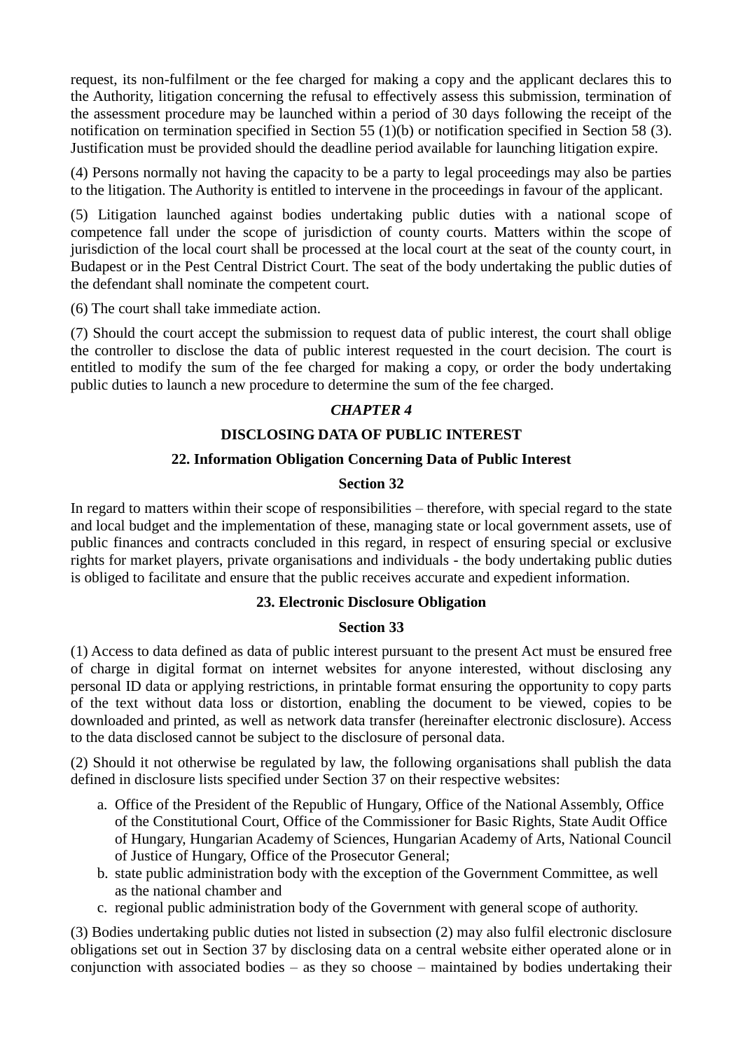request, its non-fulfilment or the fee charged for making a copy and the applicant declares this to the Authority, litigation concerning the refusal to effectively assess this submission, termination of the assessment procedure may be launched within a period of 30 days following the receipt of the notification on termination specified in Section 55 (1)(b) or notification specified in Section 58 (3). Justification must be provided should the deadline period available for launching litigation expire.

(4) Persons normally not having the capacity to be a party to legal proceedings may also be parties to the litigation. The Authority is entitled to intervene in the proceedings in favour of the applicant.

(5) Litigation launched against bodies undertaking public duties with a national scope of competence fall under the scope of jurisdiction of county courts. Matters within the scope of jurisdiction of the local court shall be processed at the local court at the seat of the county court, in Budapest or in the Pest Central District Court. The seat of the body undertaking the public duties of the defendant shall nominate the competent court.

(6) The court shall take immediate action.

(7) Should the court accept the submission to request data of public interest, the court shall oblige the controller to disclose the data of public interest requested in the court decision. The court is entitled to modify the sum of the fee charged for making a copy, or order the body undertaking public duties to launch a new procedure to determine the sum of the fee charged.

## *CHAPTER 4*

## DISCLOSING DATA OF PUBLIC INTEREST

### 22. Information Obligation Concerning Data of Public Interest

#### Section 32

In regard to matters within their scope of responsibilities – therefore, with special regard to the state and local budget and the implementation of these, managing state or local government assets, use of public finances and contracts concluded in this regard, in respect of ensuring special or exclusive rights for market players, private organisations and individuals - the body undertaking public duties is obliged to facilitate and ensure that the public receives accurate and expedient information.

### 23. Electronic Disclosure Obligation

#### Section 33

(1) Access to data defined as data of public interest pursuant to the present Act must be ensured free of charge in digital format on internet websites for anyone interested, without disclosing any personal ID data or applying restrictions, in printable format ensuring the opportunity to copy parts of the text without data loss or distortion, enabling the document to be viewed, copies to be downloaded and printed, as well as network data transfer (hereinafter electronic disclosure). Access to the data disclosed cannot be subject to the disclosure of personal data.

(2) Should it not otherwise be regulated by law, the following organisations shall publish the data defined in disclosure lists specified under Section 37 on their respective websites:

a. Office of the President of the Republic of Hungary, Office of the National Assembly, Office of the Constitutional Court, Office of the Commissioner for Basic Rights, State Audit Office of Hungary, Hungarian Academy of Sciences, Hungarian Academy of Arts, National Council of Justice of Hungary, Office of the Prosecutor General;
b. state public administration body with the exception of the Government Committee, as well as the national chamber and
c. regional public administration body of the Government with general scope of authority.

(3) Bodies undertaking public duties not listed in subsection (2) may also fulfil electronic disclosure obligations set out in Section 37 by disclosing data on a central website either operated alone or in conjunction with associated bodies – as they so choose – maintained by bodies undertaking their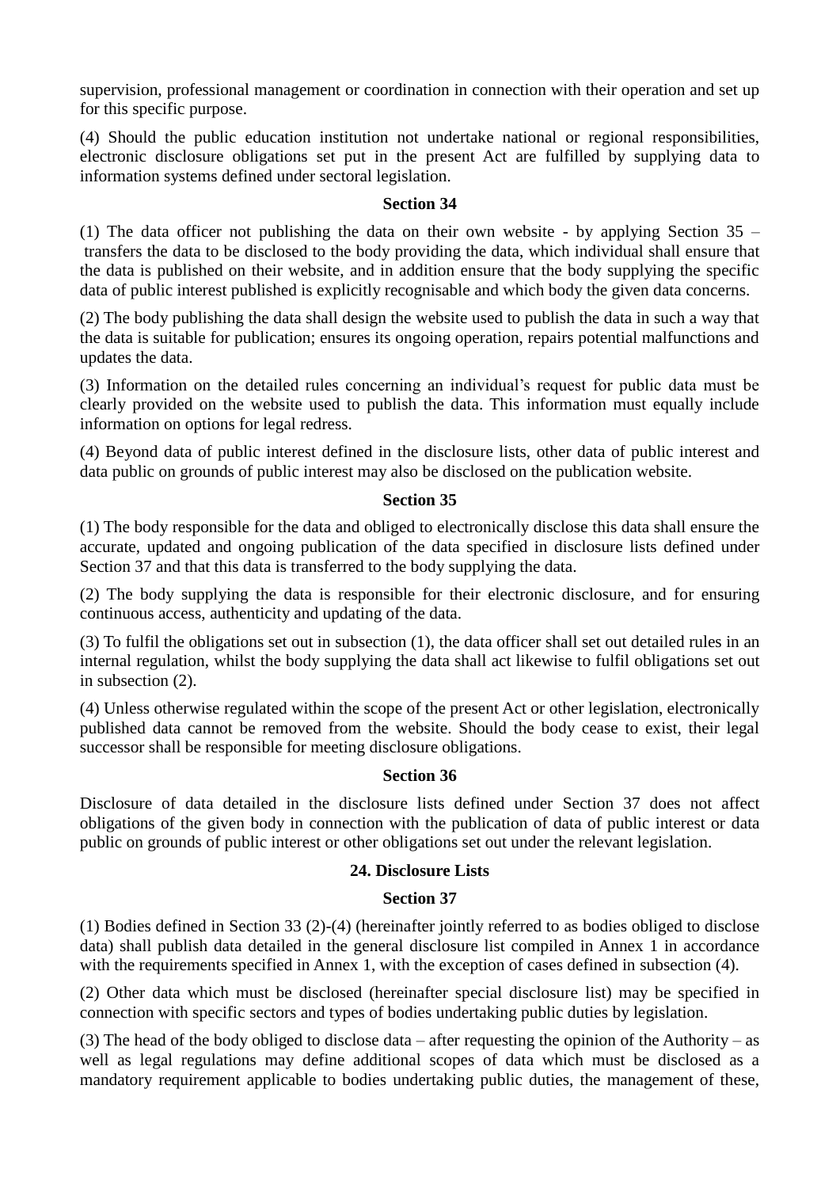supervision, professional management or coordination in connection with their operation and set up for this specific purpose.

(4) Should the public education institution not undertake national or regional responsibilities, electronic disclosure obligations set put in the present Act are fulfilled by supplying data to information systems defined under sectoral legislation.

**Section 34**

(1) The data officer not publishing the data on their own website - by applying Section 35 – transfers the data to be disclosed to the body providing the data, which individual shall ensure that the data is published on their website, and in addition ensure that the body supplying the specific data of public interest published is explicitly recognisable and which body the given data concerns.

(2) The body publishing the data shall design the website used to publish the data in such a way that the data is suitable for publication; ensures its ongoing operation, repairs potential malfunctions and updates the data.

(3) Information on the detailed rules concerning an individual's request for public data must be clearly provided on the website used to publish the data. This information must equally include information on options for legal redress.

(4) Beyond data of public interest defined in the disclosure lists, other data of public interest and data public on grounds of public interest may also be disclosed on the publication website.

**Section 35**

(1) The body responsible for the data and obliged to electronically disclose this data shall ensure the accurate, updated and ongoing publication of the data specified in disclosure lists defined under Section 37 and that this data is transferred to the body supplying the data.

(2) The body supplying the data is responsible for their electronic disclosure, and for ensuring continuous access, authenticity and updating of the data.

(3) To fulfil the obligations set out in subsection (1), the data officer shall set out detailed rules in an internal regulation, whilst the body supplying the data shall act likewise to fulfil obligations set out in subsection (2).

(4) Unless otherwise regulated within the scope of the present Act or other legislation, electronically published data cannot be removed from the website. Should the body cease to exist, their legal successor shall be responsible for meeting disclosure obligations.

**Section 36**

Disclosure of data detailed in the disclosure lists defined under Section 37 does not affect obligations of the given body in connection with the publication of data of public interest or data public on grounds of public interest or other obligations set out under the relevant legislation.

**24. Disclosure Lists**

**Section 37**

(1) Bodies defined in Section 33 (2)-(4) (hereinafter jointly referred to as bodies obliged to disclose data) shall publish data detailed in the general disclosure list compiled in Annex 1 in accordance with the requirements specified in Annex 1, with the exception of cases defined in subsection (4).

(2) Other data which must be disclosed (hereinafter special disclosure list) may be specified in connection with specific sectors and types of bodies undertaking public duties by legislation.

(3) The head of the body obliged to disclose data – after requesting the opinion of the Authority – as well as legal regulations may define additional scopes of data which must be disclosed as a mandatory requirement applicable to bodies undertaking public duties, the management of these,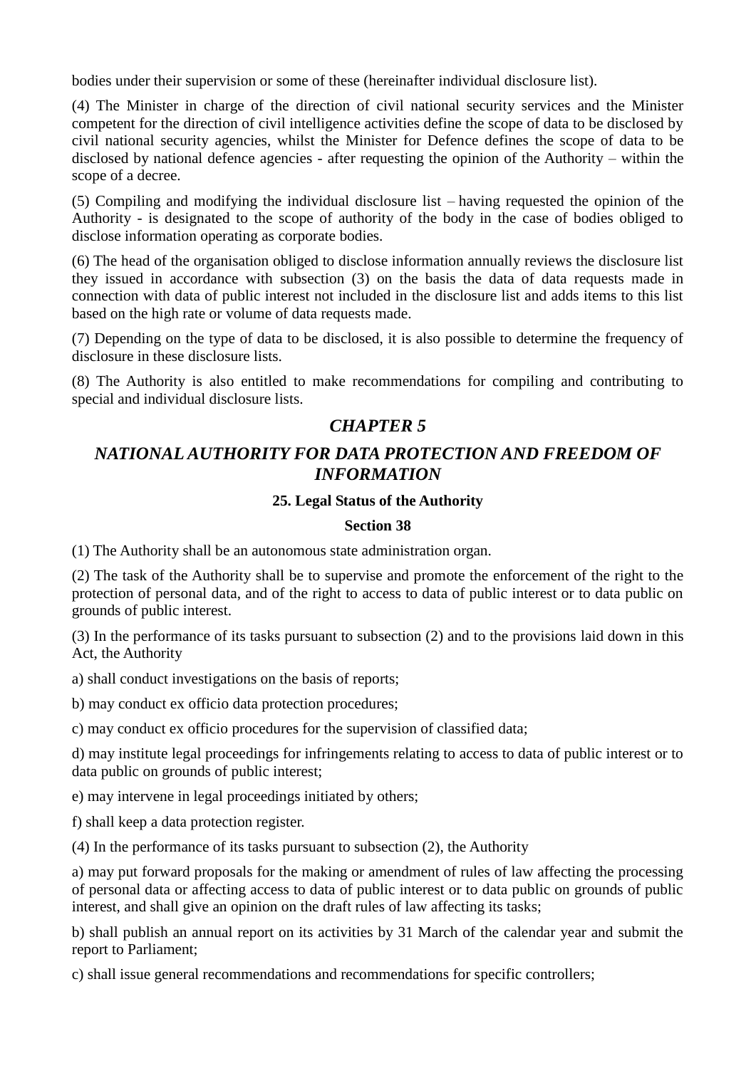bodies under their supervision or some of these (hereinafter individual disclosure list).

(4) The Minister in charge of the direction of civil national security services and the Minister competent for the direction of civil intelligence activities define the scope of data to be disclosed by civil national security agencies, whilst the Minister for Defence defines the scope of data to be disclosed by national defence agencies - after requesting the opinion of the Authority – within the scope of a decree.

(5) Compiling and modifying the individual disclosure list – having requested the opinion of the Authority - is designated to the scope of authority of the body in the case of bodies obliged to disclose information operating as corporate bodies.

(6) The head of the organisation obliged to disclose information annually reviews the disclosure list they issued in accordance with subsection (3) on the basis the data of data requests made in connection with data of public interest not included in the disclosure list and adds items to this list based on the high rate or volume of data requests made.

(7) Depending on the type of data to be disclosed, it is also possible to determine the frequency of disclosure in these disclosure lists.

(8) The Authority is also entitled to make recommendations for compiling and contributing to special and individual disclosure lists.

## *CHAPTER 5*

## *NATIONAL AUTHORITY FOR DATA PROTECTION AND FREEDOM OF INFORMATION*

### 25. Legal Status of the Authority

### Section 38

(1) The Authority shall be an autonomous state administration organ.

(2) The task of the Authority shall be to supervise and promote the enforcement of the right to the protection of personal data, and of the right to access to data of public interest or to data public on grounds of public interest.

(3) In the performance of its tasks pursuant to subsection (2) and to the provisions laid down in this Act, the Authority

a) shall conduct investigations on the basis of reports;

b) may conduct ex officio data protection procedures;

c) may conduct ex officio procedures for the supervision of classified data;

d) may institute legal proceedings for infringements relating to access to data of public interest or to data public on grounds of public interest;

e) may intervene in legal proceedings initiated by others;

f) shall keep a data protection register.

(4) In the performance of its tasks pursuant to subsection (2), the Authority

a) may put forward proposals for the making or amendment of rules of law affecting the processing of personal data or affecting access to data of public interest or to data public on grounds of public interest, and shall give an opinion on the draft rules of law affecting its tasks;

b) shall publish an annual report on its activities by 31 March of the calendar year and submit the report to Parliament;

c) shall issue general recommendations and recommendations for specific controllers;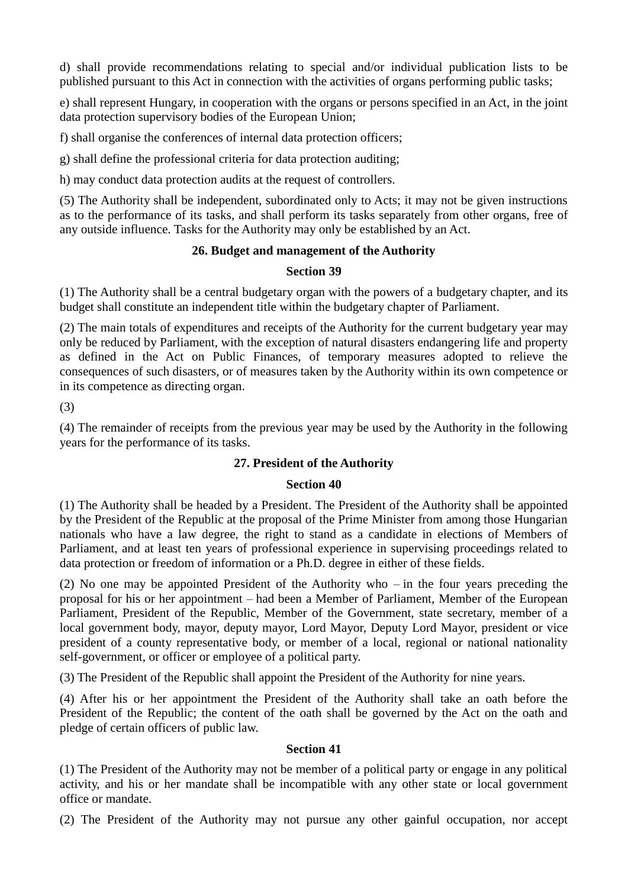d) shall provide recommendations relating to special and/or individual publication lists to be published pursuant to this Act in connection with the activities of organs performing public tasks;

e) shall represent Hungary, in cooperation with the organs or persons specified in an Act, in the joint data protection supervisory bodies of the European Union;

f) shall organise the conferences of internal data protection officers;

g) shall define the professional criteria for data protection auditing;

h) may conduct data protection audits at the request of controllers.

(5) The Authority shall be independent, subordinated only to Acts; it may not be given instructions as to the performance of its tasks, and shall perform its tasks separately from other organs, free of any outside influence. Tasks for the Authority may only be established by an Act.

### 26. Budget and management of the Authority

#### Section 39

(1) The Authority shall be a central budgetary organ with the powers of a budgetary chapter, and its budget shall constitute an independent title within the budgetary chapter of Parliament.

(2) The main totals of expenditures and receipts of the Authority for the current budgetary year may only be reduced by Parliament, with the exception of natural disasters endangering life and property as defined in the Act on Public Finances, of temporary measures adopted to relieve the consequences of such disasters, or of measures taken by the Authority within its own competence or in its competence as directing organ.

(3)

(4) The remainder of receipts from the previous year may be used by the Authority in the following years for the performance of its tasks.

### 27. President of the Authority

#### Section 40

(1) The Authority shall be headed by a President. The President of the Authority shall be appointed by the President of the Republic at the proposal of the Prime Minister from among those Hungarian nationals who have a law degree, the right to stand as a candidate in elections of Members of Parliament, and at least ten years of professional experience in supervising proceedings related to data protection or freedom of information or a Ph.D. degree in either of these fields.

(2) No one may be appointed President of the Authority who – in the four years preceding the proposal for his or her appointment – had been a Member of Parliament, Member of the European Parliament, President of the Republic, Member of the Government, state secretary, member of a local government body, mayor, deputy mayor, Lord Mayor, Deputy Lord Mayor, president or vice president of a county representative body, or member of a local, regional or national nationality self-government, or officer or employee of a political party.

(3) The President of the Republic shall appoint the President of the Authority for nine years.

(4) After his or her appointment the President of the Authority shall take an oath before the President of the Republic; the content of the oath shall be governed by the Act on the oath and pledge of certain officers of public law.

#### Section 41

(1) The President of the Authority may not be member of a political party or engage in any political activity, and his or her mandate shall be incompatible with any other state or local government office or mandate.

(2) The President of the Authority may not pursue any other gainful occupation, nor accept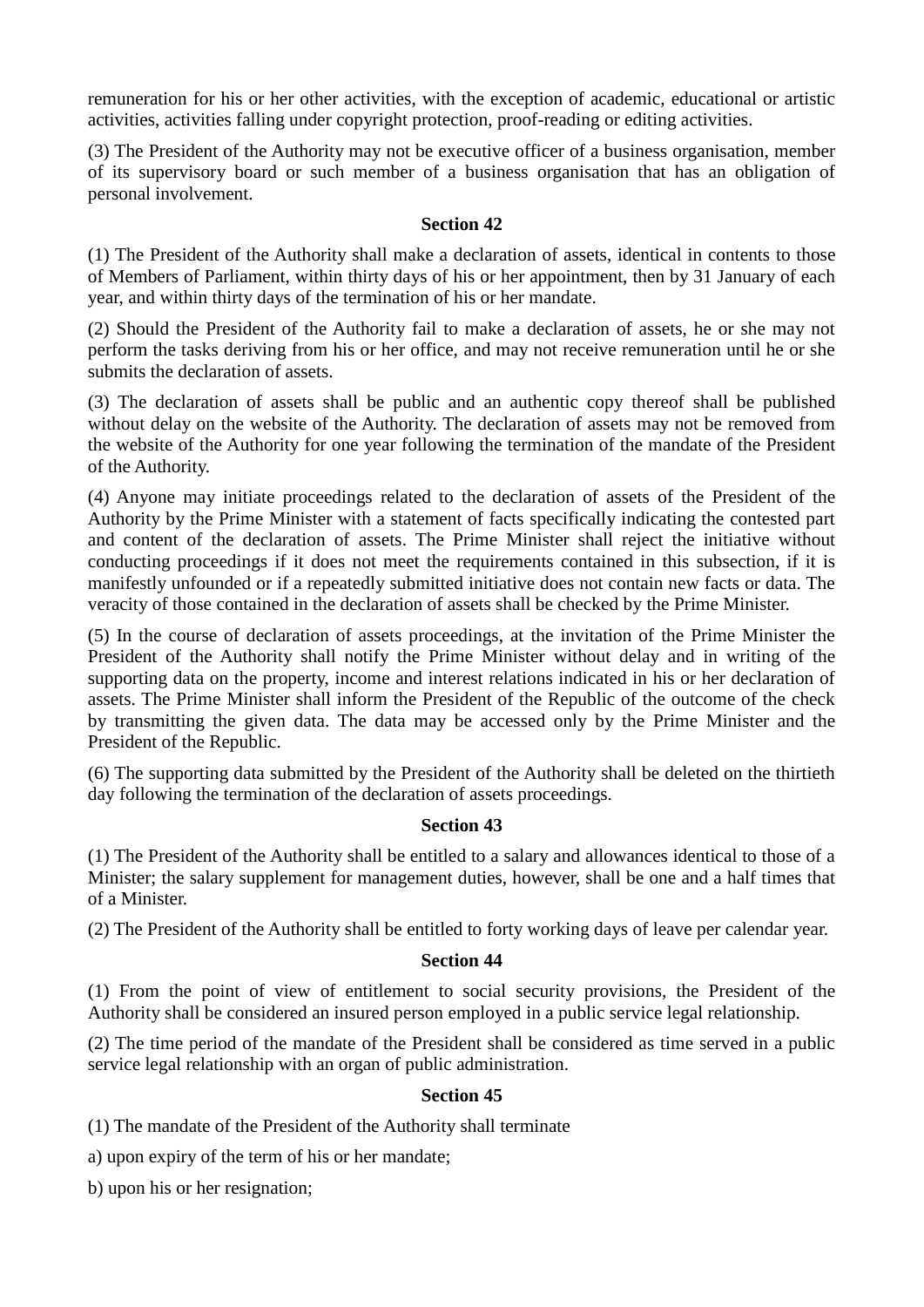remuneration for his or her other activities, with the exception of academic, educational or artistic activities, activities falling under copyright protection, proof-reading or editing activities.

(3) The President of the Authority may not be executive officer of a business organisation, member of its supervisory board or such member of a business organisation that has an obligation of personal involvement.

**Section 42**

(1) The President of the Authority shall make a declaration of assets, identical in contents to those of Members of Parliament, within thirty days of his or her appointment, then by 31 January of each year, and within thirty days of the termination of his or her mandate.

(2) Should the President of the Authority fail to make a declaration of assets, he or she may not perform the tasks deriving from his or her office, and may not receive remuneration until he or she submits the declaration of assets.

(3) The declaration of assets shall be public and an authentic copy thereof shall be published without delay on the website of the Authority. The declaration of assets may not be removed from the website of the Authority for one year following the termination of the mandate of the President of the Authority.

(4) Anyone may initiate proceedings related to the declaration of assets of the President of the Authority by the Prime Minister with a statement of facts specifically indicating the contested part and content of the declaration of assets. The Prime Minister shall reject the initiative without conducting proceedings if it does not meet the requirements contained in this subsection, if it is manifestly unfounded or if a repeatedly submitted initiative does not contain new facts or data. The veracity of those contained in the declaration of assets shall be checked by the Prime Minister.

(5) In the course of declaration of assets proceedings, at the invitation of the Prime Minister the President of the Authority shall notify the Prime Minister without delay and in writing of the supporting data on the property, income and interest relations indicated in his or her declaration of assets. The Prime Minister shall inform the President of the Republic of the outcome of the check by transmitting the given data. The data may be accessed only by the Prime Minister and the President of the Republic.

(6) The supporting data submitted by the President of the Authority shall be deleted on the thirtieth day following the termination of the declaration of assets proceedings.

**Section 43**

(1) The President of the Authority shall be entitled to a salary and allowances identical to those of a Minister; the salary supplement for management duties, however, shall be one and a half times that of a Minister.

(2) The President of the Authority shall be entitled to forty working days of leave per calendar year.

**Section 44**

(1) From the point of view of entitlement to social security provisions, the President of the Authority shall be considered an insured person employed in a public service legal relationship.

(2) The time period of the mandate of the President shall be considered as time served in a public service legal relationship with an organ of public administration.

**Section 45**

(1) The mandate of the President of the Authority shall terminate

a) upon expiry of the term of his or her mandate;

b) upon his or her resignation;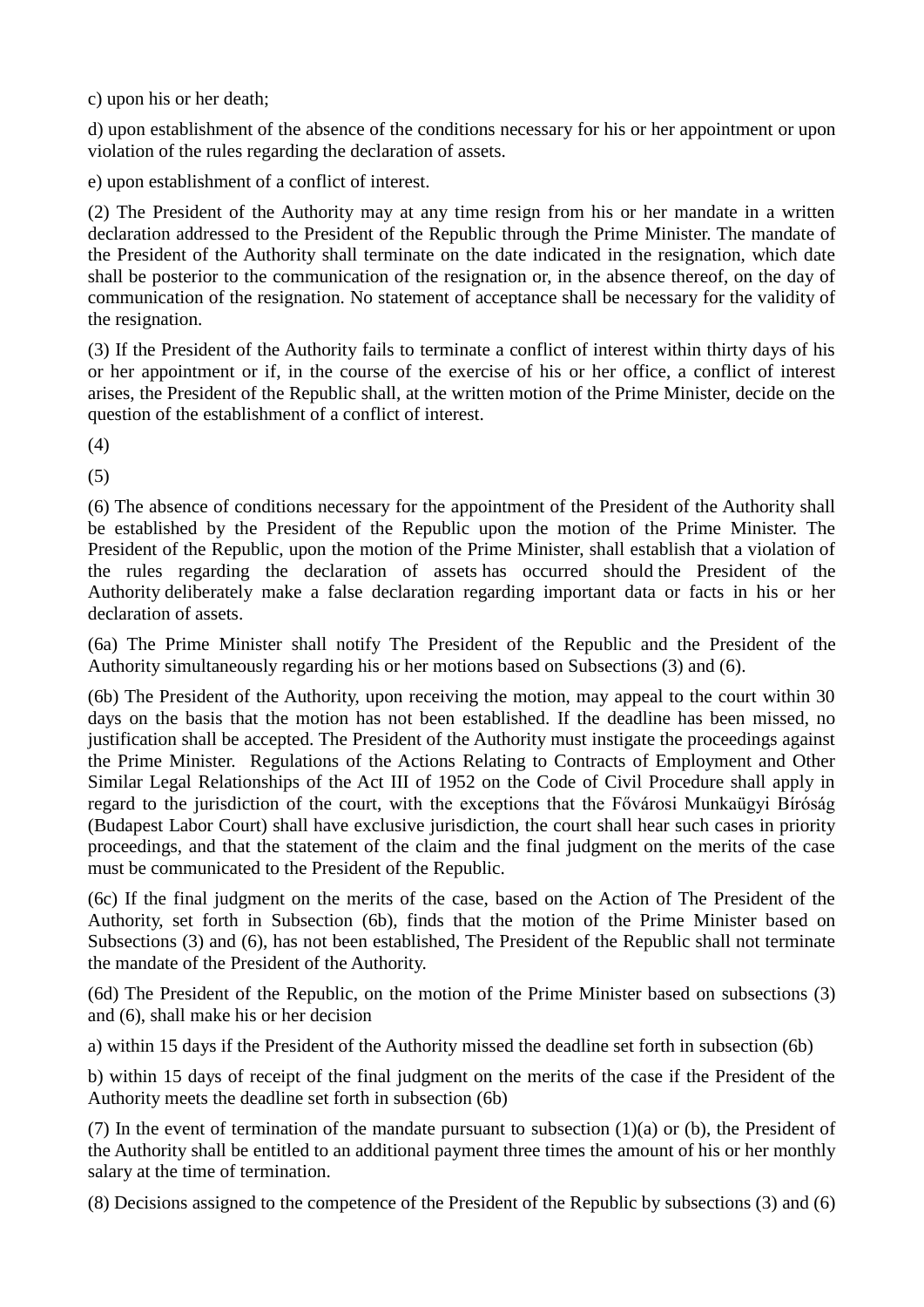c) upon his or her death;

d) upon establishment of the absence of the conditions necessary for his or her appointment or upon violation of the rules regarding the declaration of assets.

e) upon establishment of a conflict of interest.

(2) The President of the Authority may at any time resign from his or her mandate in a written declaration addressed to the President of the Republic through the Prime Minister. The mandate of the President of the Authority shall terminate on the date indicated in the resignation, which date shall be posterior to the communication of the resignation or, in the absence thereof, on the day of communication of the resignation. No statement of acceptance shall be necessary for the validity of the resignation.

(3) If the President of the Authority fails to terminate a conflict of interest within thirty days of his or her appointment or if, in the course of the exercise of his or her office, a conflict of interest arises, the President of the Republic shall, at the written motion of the Prime Minister, decide on the question of the establishment of a conflict of interest.

(4)

(5)

(6) The absence of conditions necessary for the appointment of the President of the Authority shall be established by the President of the Republic upon the motion of the Prime Minister. The President of the Republic, upon the motion of the Prime Minister, shall establish that a violation of the rules regarding the declaration of assets has occurred should the President of the Authority deliberately make a false declaration regarding important data or facts in his or her declaration of assets.

(6a) The Prime Minister shall notify The President of the Republic and the President of the Authority simultaneously regarding his or her motions based on Subsections (3) and (6).

(6b) The President of the Authority, upon receiving the motion, may appeal to the court within 30 days on the basis that the motion has not been established. If the deadline has been missed, no justification shall be accepted. The President of the Authority must instigate the proceedings against the Prime Minister. Regulations of the Actions Relating to Contracts of Employment and Other Similar Legal Relationships of the Act III of 1952 on the Code of Civil Procedure shall apply in regard to the jurisdiction of the court, with the exceptions that the Fővárosi Munkaügyi Bíróság (Budapest Labor Court) shall have exclusive jurisdiction, the court shall hear such cases in priority proceedings, and that the statement of the claim and the final judgment on the merits of the case must be communicated to the President of the Republic.

(6c) If the final judgment on the merits of the case, based on the Action of The President of the Authority, set forth in Subsection (6b), finds that the motion of the Prime Minister based on Subsections (3) and (6), has not been established, The President of the Republic shall not terminate the mandate of the President of the Authority.

(6d) The President of the Republic, on the motion of the Prime Minister based on subsections (3) and (6), shall make his or her decision

a) within 15 days if the President of the Authority missed the deadline set forth in subsection (6b)

b) within 15 days of receipt of the final judgment on the merits of the case if the President of the Authority meets the deadline set forth in subsection (6b)

(7) In the event of termination of the mandate pursuant to subsection (1)(a) or (b), the President of the Authority shall be entitled to an additional payment three times the amount of his or her monthly salary at the time of termination.

(8) Decisions assigned to the competence of the President of the Republic by subsections (3) and (6)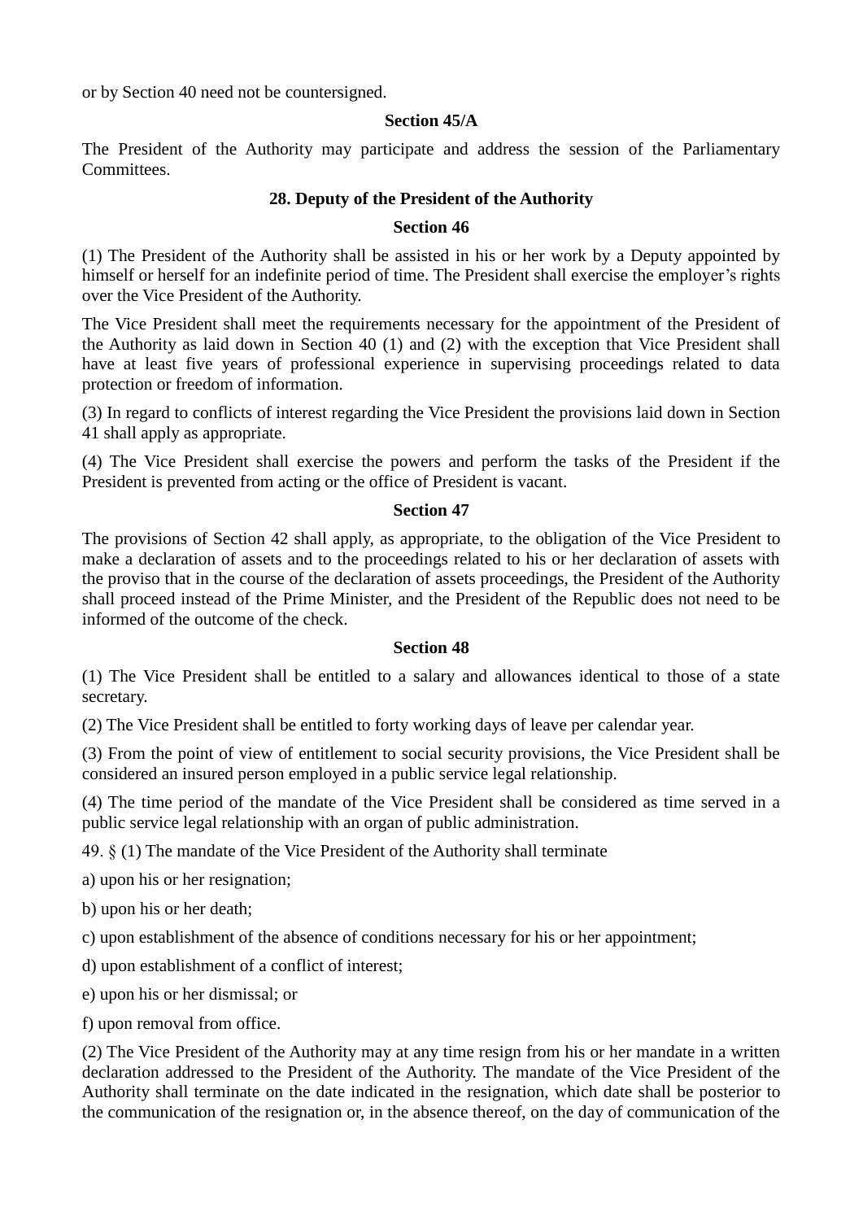or by Section 40 need not be countersigned.

**Section 45/A**

The President of the Authority may participate and address the session of the Parliamentary Committees.

**28. Deputy of the President of the Authority**

**Section 46**

(1) The President of the Authority shall be assisted in his or her work by a Deputy appointed by himself or herself for an indefinite period of time. The President shall exercise the employer's rights over the Vice President of the Authority.

The Vice President shall meet the requirements necessary for the appointment of the President of the Authority as laid down in Section 40 (1) and (2) with the exception that Vice President shall have at least five years of professional experience in supervising proceedings related to data protection or freedom of information.

(3) In regard to conflicts of interest regarding the Vice President the provisions laid down in Section 41 shall apply as appropriate.

(4) The Vice President shall exercise the powers and perform the tasks of the President if the President is prevented from acting or the office of President is vacant.

**Section 47**

The provisions of Section 42 shall apply, as appropriate, to the obligation of the Vice President to make a declaration of assets and to the proceedings related to his or her declaration of assets with the proviso that in the course of the declaration of assets proceedings, the President of the Authority shall proceed instead of the Prime Minister, and the President of the Republic does not need to be informed of the outcome of the check.

**Section 48**

(1) The Vice President shall be entitled to a salary and allowances identical to those of a state secretary.

(2) The Vice President shall be entitled to forty working days of leave per calendar year.

(3) From the point of view of entitlement to social security provisions, the Vice President shall be considered an insured person employed in a public service legal relationship.

(4) The time period of the mandate of the Vice President shall be considered as time served in a public service legal relationship with an organ of public administration.

49. § (1) The mandate of the Vice President of the Authority shall terminate

a) upon his or her resignation;

b) upon his or her death;

c) upon establishment of the absence of conditions necessary for his or her appointment;

d) upon establishment of a conflict of interest;

e) upon his or her dismissal; or

f) upon removal from office.

(2) The Vice President of the Authority may at any time resign from his or her mandate in a written declaration addressed to the President of the Authority. The mandate of the Vice President of the Authority shall terminate on the date indicated in the resignation, which date shall be posterior to the communication of the resignation or, in the absence thereof, on the day of communication of the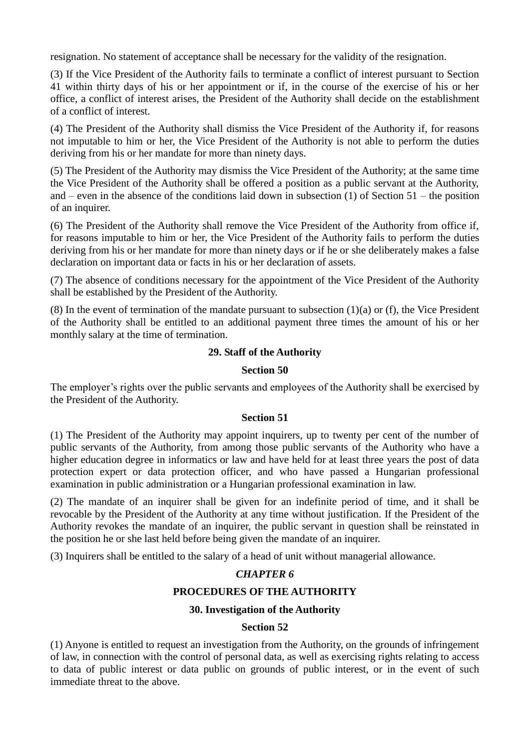resignation. No statement of acceptance shall be necessary for the validity of the resignation.

(3) If the Vice President of the Authority fails to terminate a conflict of interest pursuant to Section 41 within thirty days of his or her appointment or if, in the course of the exercise of his or her office, a conflict of interest arises, the President of the Authority shall decide on the establishment of a conflict of interest.

(4) The President of the Authority shall dismiss the Vice President of the Authority if, for reasons not imputable to him or her, the Vice President of the Authority is not able to perform the duties deriving from his or her mandate for more than ninety days.

(5) The President of the Authority may dismiss the Vice President of the Authority; at the same time the Vice President of the Authority shall be offered a position as a public servant at the Authority, and – even in the absence of the conditions laid down in subsection (1) of Section 51 – the position of an inquirer.

(6) The President of the Authority shall remove the Vice President of the Authority from office if, for reasons imputable to him or her, the Vice President of the Authority fails to perform the duties deriving from his or her mandate for more than ninety days or if he or she deliberately makes a false declaration on important data or facts in his or her declaration of assets.

(7) The absence of conditions necessary for the appointment of the Vice President of the Authority shall be established by the President of the Authority.

(8) In the event of termination of the mandate pursuant to subsection (1)(a) or (f), the Vice President of the Authority shall be entitled to an additional payment three times the amount of his or her monthly salary at the time of termination.

### 29. Staff of the Authority

#### Section 50

The employer's rights over the public servants and employees of the Authority shall be exercised by the President of the Authority.

#### Section 51

(1) The President of the Authority may appoint inquirers, up to twenty per cent of the number of public servants of the Authority, from among those public servants of the Authority who have a higher education degree in informatics or law and have held for at least three years the post of data protection expert or data protection officer, and who have passed a Hungarian professional examination in public administration or a Hungarian professional examination in law.

(2) The mandate of an inquirer shall be given for an indefinite period of time, and it shall be revocable by the President of the Authority at any time without justification. If the President of the Authority revokes the mandate of an inquirer, the public servant in question shall be reinstated in the position he or she last held before being given the mandate of an inquirer.

(3) Inquirers shall be entitled to the salary of a head of unit without managerial allowance.

## *CHAPTER 6*

## PROCEDURES OF THE AUTHORITY

### 30. Investigation of the Authority

#### Section 52

(1) Anyone is entitled to request an investigation from the Authority, on the grounds of infringement of law, in connection with the control of personal data, as well as exercising rights relating to access to data of public interest or data public on grounds of public interest, or in the event of such immediate threat to the above.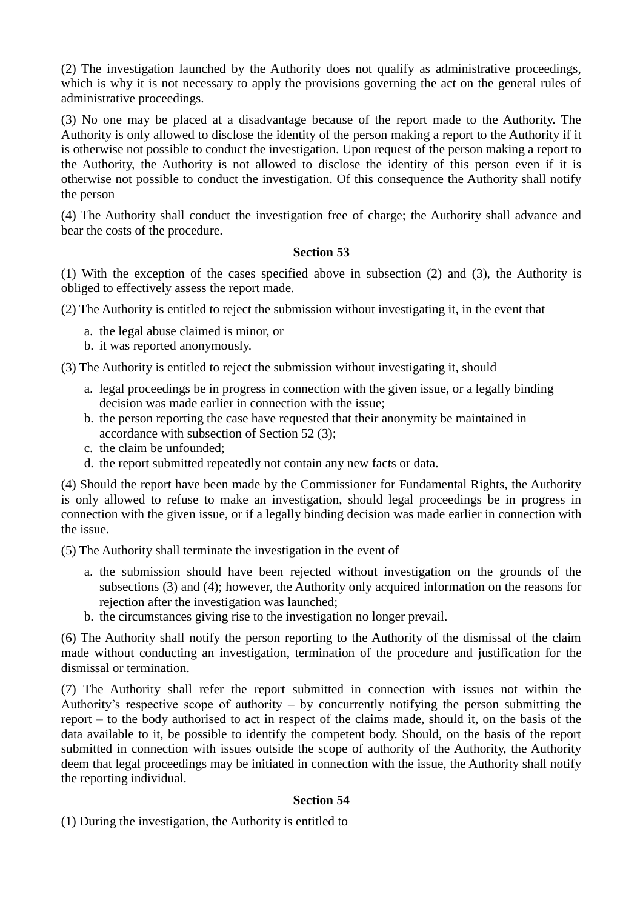(2) The investigation launched by the Authority does not qualify as administrative proceedings, which is why it is not necessary to apply the provisions governing the act on the general rules of administrative proceedings.

(3) No one may be placed at a disadvantage because of the report made to the Authority. The Authority is only allowed to disclose the identity of the person making a report to the Authority if it is otherwise not possible to conduct the investigation. Upon request of the person making a report to the Authority, the Authority is not allowed to disclose the identity of this person even if it is otherwise not possible to conduct the investigation. Of this consequence the Authority shall notify the person

(4) The Authority shall conduct the investigation free of charge; the Authority shall advance and bear the costs of the procedure.

**Section 53**

(1) With the exception of the cases specified above in subsection (2) and (3), the Authority is obliged to effectively assess the report made.

(2) The Authority is entitled to reject the submission without investigating it, in the event that

a. the legal abuse claimed is minor, or
b. it was reported anonymously.

(3) The Authority is entitled to reject the submission without investigating it, should

a. legal proceedings be in progress in connection with the given issue, or a legally binding decision was made earlier in connection with the issue;
b. the person reporting the case have requested that their anonymity be maintained in accordance with subsection of Section 52 (3);
c. the claim be unfounded;
d. the report submitted repeatedly not contain any new facts or data.

(4) Should the report have been made by the Commissioner for Fundamental Rights, the Authority is only allowed to refuse to make an investigation, should legal proceedings be in progress in connection with the given issue, or if a legally binding decision was made earlier in connection with the issue.

(5) The Authority shall terminate the investigation in the event of

a. the submission should have been rejected without investigation on the grounds of the subsections (3) and (4); however, the Authority only acquired information on the reasons for rejection after the investigation was launched;
b. the circumstances giving rise to the investigation no longer prevail.

(6) The Authority shall notify the person reporting to the Authority of the dismissal of the claim made without conducting an investigation, termination of the procedure and justification for the dismissal or termination.

(7) The Authority shall refer the report submitted in connection with issues not within the Authority's respective scope of authority – by concurrently notifying the person submitting the report – to the body authorised to act in respect of the claims made, should it, on the basis of the data available to it, be possible to identify the competent body. Should, on the basis of the report submitted in connection with issues outside the scope of authority of the Authority, the Authority deem that legal proceedings may be initiated in connection with the issue, the Authority shall notify the reporting individual.

**Section 54**

(1) During the investigation, the Authority is entitled to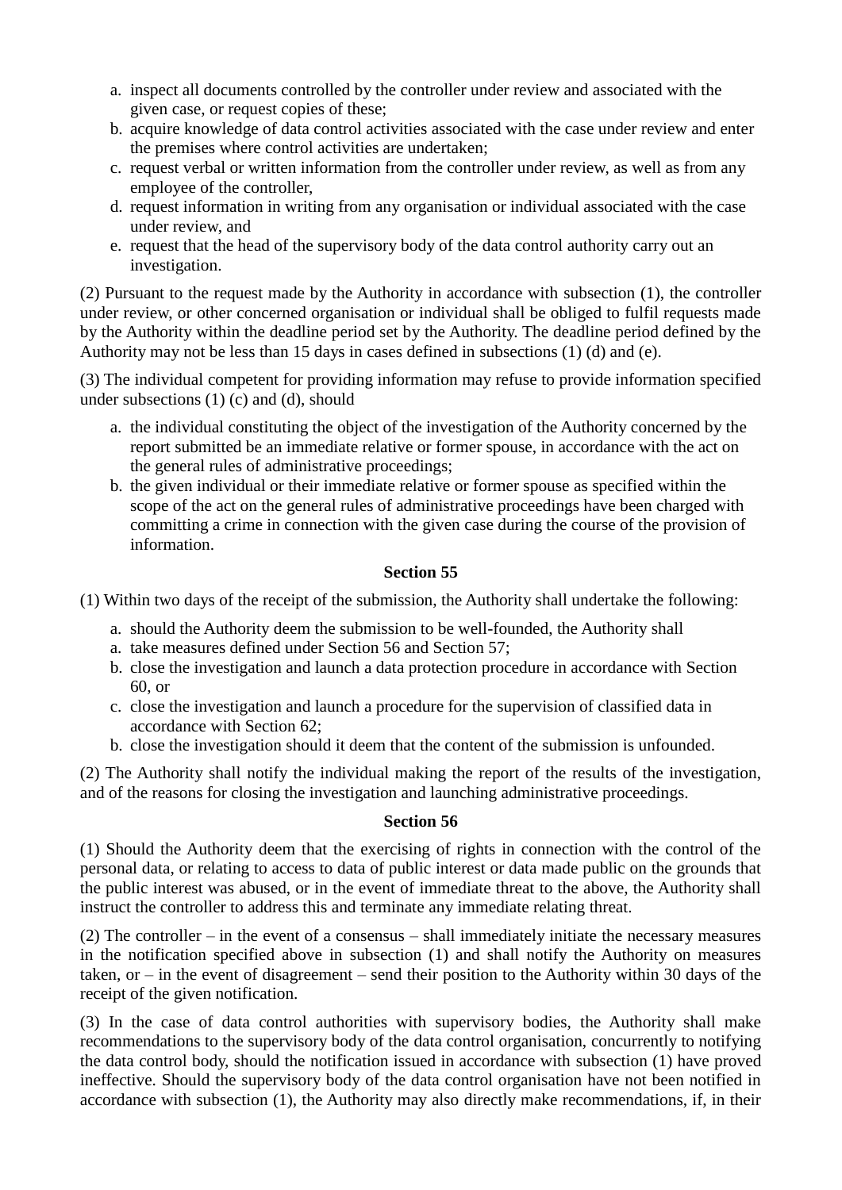a. inspect all documents controlled by the controller under review and associated with the given case, or request copies of these;
b. acquire knowledge of data control activities associated with the case under review and enter the premises where control activities are undertaken;
c. request verbal or written information from the controller under review, as well as from any employee of the controller,
d. request information in writing from any organisation or individual associated with the case under review, and
e. request that the head of the supervisory body of the data control authority carry out an investigation.

(2) Pursuant to the request made by the Authority in accordance with subsection (1), the controller under review, or other concerned organisation or individual shall be obliged to fulfil requests made by the Authority within the deadline period set by the Authority. The deadline period defined by the Authority may not be less than 15 days in cases defined in subsections (1) (d) and (e).

(3) The individual competent for providing information may refuse to provide information specified under subsections (1) (c) and (d), should

a. the individual constituting the object of the investigation of the Authority concerned by the report submitted be an immediate relative or former spouse, in accordance with the act on the general rules of administrative proceedings;
b. the given individual or their immediate relative or former spouse as specified within the scope of the act on the general rules of administrative proceedings have been charged with committing a crime in connection with the given case during the course of the provision of information.

**Section 55**

(1) Within two days of the receipt of the submission, the Authority shall undertake the following:

a. should the Authority deem the submission to be well-founded, the Authority shall
   a. take measures defined under Section 56 and Section 57;
   b. close the investigation and launch a data protection procedure in accordance with Section 60, or
   c. close the investigation and launch a procedure for the supervision of classified data in accordance with Section 62;
b. close the investigation should it deem that the content of the submission is unfounded.

(2) The Authority shall notify the individual making the report of the results of the investigation, and of the reasons for closing the investigation and launching administrative proceedings.

**Section 56**

(1) Should the Authority deem that the exercising of rights in connection with the control of the personal data, or relating to access to data of public interest or data made public on the grounds that the public interest was abused, or in the event of immediate threat to the above, the Authority shall instruct the controller to address this and terminate any immediate relating threat.

(2) The controller – in the event of a consensus – shall immediately initiate the necessary measures in the notification specified above in subsection (1) and shall notify the Authority on measures taken, or – in the event of disagreement – send their position to the Authority within 30 days of the receipt of the given notification.

(3) In the case of data control authorities with supervisory bodies, the Authority shall make recommendations to the supervisory body of the data control organisation, concurrently to notifying the data control body, should the notification issued in accordance with subsection (1) have proved ineffective. Should the supervisory body of the data control organisation have not been notified in accordance with subsection (1), the Authority may also directly make recommendations, if, in their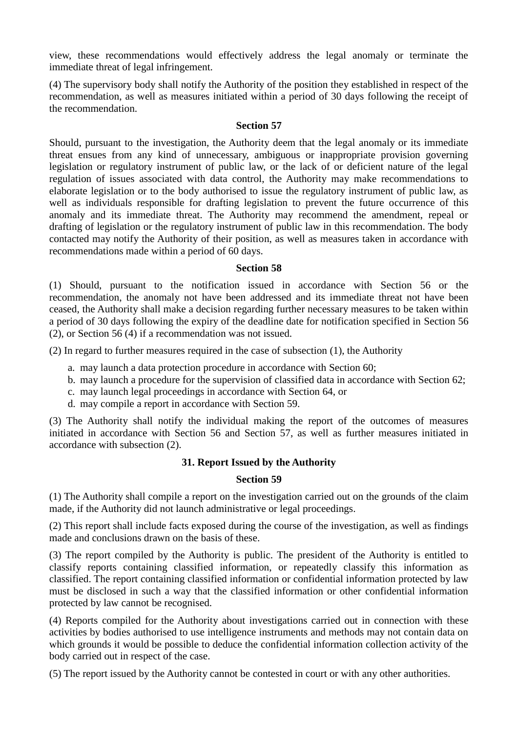view, these recommendations would effectively address the legal anomaly or terminate the immediate threat of legal infringement.

(4) The supervisory body shall notify the Authority of the position they established in respect of the recommendation, as well as measures initiated within a period of 30 days following the receipt of the recommendation.

**Section 57**

Should, pursuant to the investigation, the Authority deem that the legal anomaly or its immediate threat ensues from any kind of unnecessary, ambiguous or inappropriate provision governing legislation or regulatory instrument of public law, or the lack of or deficient nature of the legal regulation of issues associated with data control, the Authority may make recommendations to elaborate legislation or to the body authorised to issue the regulatory instrument of public law, as well as individuals responsible for drafting legislation to prevent the future occurrence of this anomaly and its immediate threat. The Authority may recommend the amendment, repeal or drafting of legislation or the regulatory instrument of public law in this recommendation. The body contacted may notify the Authority of their position, as well as measures taken in accordance with recommendations made within a period of 60 days.

**Section 58**

(1) Should, pursuant to the notification issued in accordance with Section 56 or the recommendation, the anomaly not have been addressed and its immediate threat not have been ceased, the Authority shall make a decision regarding further necessary measures to be taken within a period of 30 days following the expiry of the deadline date for notification specified in Section 56 (2), or Section 56 (4) if a recommendation was not issued.

(2) In regard to further measures required in the case of subsection (1), the Authority

a. may launch a data protection procedure in accordance with Section 60;
b. may launch a procedure for the supervision of classified data in accordance with Section 62;
c. may launch legal proceedings in accordance with Section 64, or
d. may compile a report in accordance with Section 59.

(3) The Authority shall notify the individual making the report of the outcomes of measures initiated in accordance with Section 56 and Section 57, as well as further measures initiated in accordance with subsection (2).

**31. Report Issued by the Authority**

**Section 59**

(1) The Authority shall compile a report on the investigation carried out on the grounds of the claim made, if the Authority did not launch administrative or legal proceedings.

(2) This report shall include facts exposed during the course of the investigation, as well as findings made and conclusions drawn on the basis of these.

(3) The report compiled by the Authority is public. The president of the Authority is entitled to classify reports containing classified information, or repeatedly classify this information as classified. The report containing classified information or confidential information protected by law must be disclosed in such a way that the classified information or other confidential information protected by law cannot be recognised.

(4) Reports compiled for the Authority about investigations carried out in connection with these activities by bodies authorised to use intelligence instruments and methods may not contain data on which grounds it would be possible to deduce the confidential information collection activity of the body carried out in respect of the case.

(5) The report issued by the Authority cannot be contested in court or with any other authorities.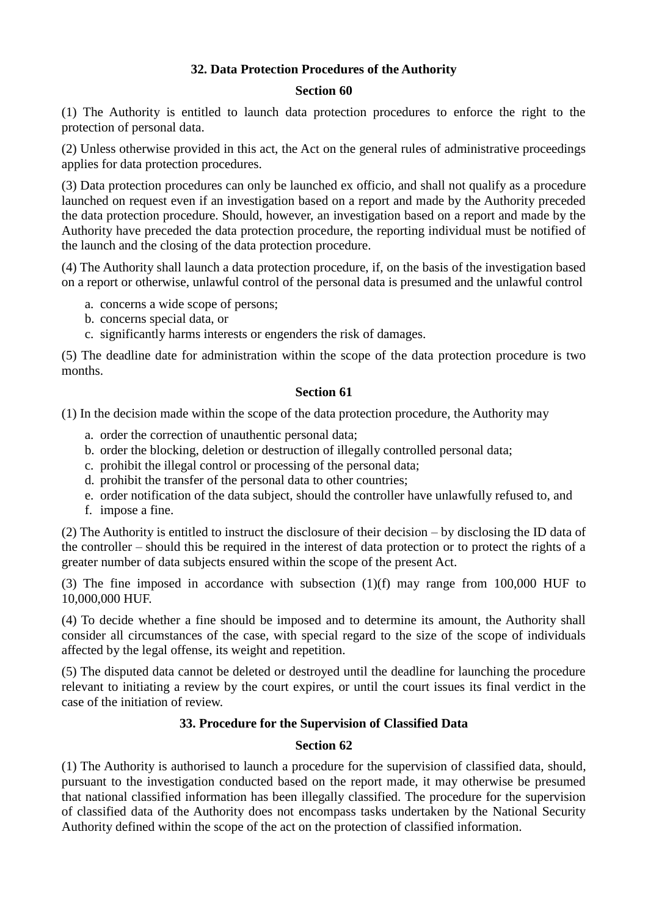## 32. Data Protection Procedures of the Authority

### Section 60

(1) The Authority is entitled to launch data protection procedures to enforce the right to the protection of personal data.

(2) Unless otherwise provided in this act, the Act on the general rules of administrative proceedings applies for data protection procedures.

(3) Data protection procedures can only be launched ex officio, and shall not qualify as a procedure launched on request even if an investigation based on a report and made by the Authority preceded the data protection procedure. Should, however, an investigation based on a report and made by the Authority have preceded the data protection procedure, the reporting individual must be notified of the launch and the closing of the data protection procedure.

(4) The Authority shall launch a data protection procedure, if, on the basis of the investigation based on a report or otherwise, unlawful control of the personal data is presumed and the unlawful control

a. concerns a wide scope of persons;
b. concerns special data, or
c. significantly harms interests or engenders the risk of damages.

(5) The deadline date for administration within the scope of the data protection procedure is two months.

### Section 61

(1) In the decision made within the scope of the data protection procedure, the Authority may

a. order the correction of unauthentic personal data;
b. order the blocking, deletion or destruction of illegally controlled personal data;
c. prohibit the illegal control or processing of the personal data;
d. prohibit the transfer of the personal data to other countries;
e. order notification of the data subject, should the controller have unlawfully refused to, and
f. impose a fine.

(2) The Authority is entitled to instruct the disclosure of their decision – by disclosing the ID data of the controller – should this be required in the interest of data protection or to protect the rights of a greater number of data subjects ensured within the scope of the present Act.

(3) The fine imposed in accordance with subsection (1)(f) may range from 100,000 HUF to 10,000,000 HUF.

(4) To decide whether a fine should be imposed and to determine its amount, the Authority shall consider all circumstances of the case, with special regard to the size of the scope of individuals affected by the legal offense, its weight and repetition.

(5) The disputed data cannot be deleted or destroyed until the deadline for launching the procedure relevant to initiating a review by the court expires, or until the court issues its final verdict in the case of the initiation of review.

## 33. Procedure for the Supervision of Classified Data

### Section 62

(1) The Authority is authorised to launch a procedure for the supervision of classified data, should, pursuant to the investigation conducted based on the report made, it may otherwise be presumed that national classified information has been illegally classified. The procedure for the supervision of classified data of the Authority does not encompass tasks undertaken by the National Security Authority defined within the scope of the act on the protection of classified information.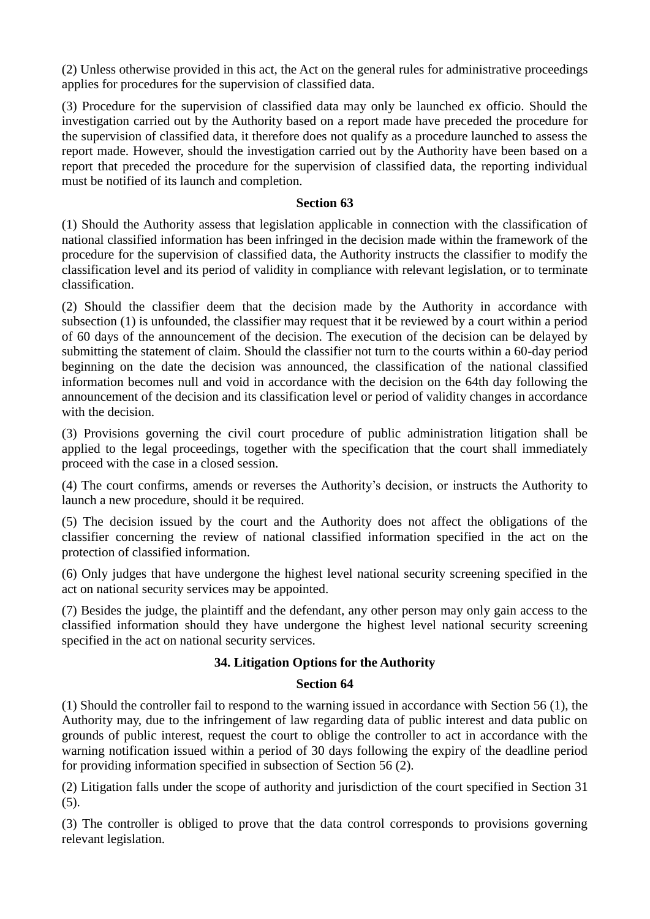(2) Unless otherwise provided in this act, the Act on the general rules for administrative proceedings applies for procedures for the supervision of classified data.

(3) Procedure for the supervision of classified data may only be launched ex officio. Should the investigation carried out by the Authority based on a report made have preceded the procedure for the supervision of classified data, it therefore does not qualify as a procedure launched to assess the report made. However, should the investigation carried out by the Authority have been based on a report that preceded the procedure for the supervision of classified data, the reporting individual must be notified of its launch and completion.

**Section 63**

(1) Should the Authority assess that legislation applicable in connection with the classification of national classified information has been infringed in the decision made within the framework of the procedure for the supervision of classified data, the Authority instructs the classifier to modify the classification level and its period of validity in compliance with relevant legislation, or to terminate classification.

(2) Should the classifier deem that the decision made by the Authority in accordance with subsection (1) is unfounded, the classifier may request that it be reviewed by a court within a period of 60 days of the announcement of the decision. The execution of the decision can be delayed by submitting the statement of claim. Should the classifier not turn to the courts within a 60-day period beginning on the date the decision was announced, the classification of the national classified information becomes null and void in accordance with the decision on the 64th day following the announcement of the decision and its classification level or period of validity changes in accordance with the decision.

(3) Provisions governing the civil court procedure of public administration litigation shall be applied to the legal proceedings, together with the specification that the court shall immediately proceed with the case in a closed session.

(4) The court confirms, amends or reverses the Authority's decision, or instructs the Authority to launch a new procedure, should it be required.

(5) The decision issued by the court and the Authority does not affect the obligations of the classifier concerning the review of national classified information specified in the act on the protection of classified information.

(6) Only judges that have undergone the highest level national security screening specified in the act on national security services may be appointed.

(7) Besides the judge, the plaintiff and the defendant, any other person may only gain access to the classified information should they have undergone the highest level national security screening specified in the act on national security services.

**34. Litigation Options for the Authority**

**Section 64**

(1) Should the controller fail to respond to the warning issued in accordance with Section 56 (1), the Authority may, due to the infringement of law regarding data of public interest and data public on grounds of public interest, request the court to oblige the controller to act in accordance with the warning notification issued within a period of 30 days following the expiry of the deadline period for providing information specified in subsection of Section 56 (2).

(2) Litigation falls under the scope of authority and jurisdiction of the court specified in Section 31 (5).

(3) The controller is obliged to prove that the data control corresponds to provisions governing relevant legislation.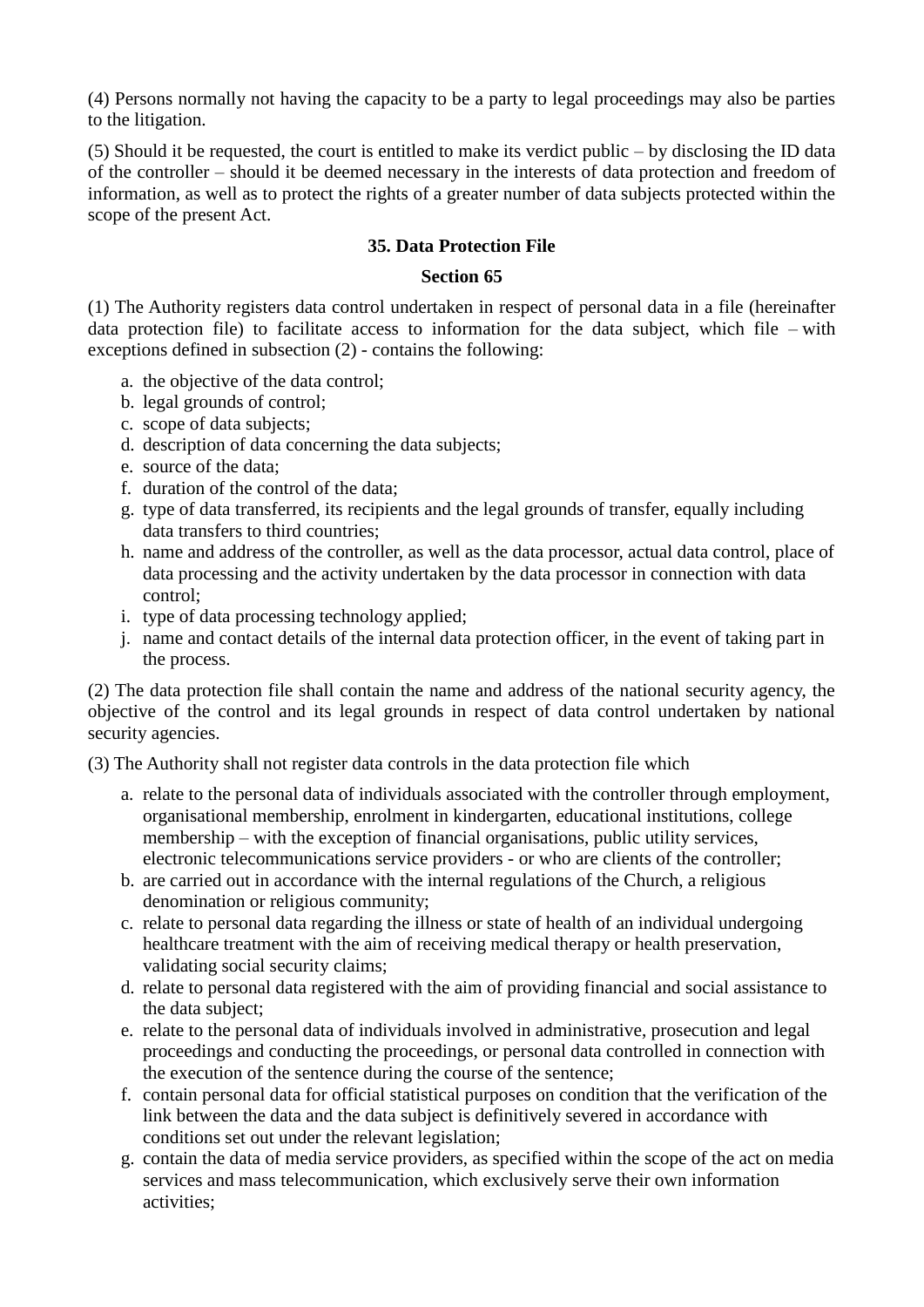(4) Persons normally not having the capacity to be a party to legal proceedings may also be parties to the litigation.

(5) Should it be requested, the court is entitled to make its verdict public – by disclosing the ID data of the controller – should it be deemed necessary in the interests of data protection and freedom of information, as well as to protect the rights of a greater number of data subjects protected within the scope of the present Act.

### 35. Data Protection File

### Section 65

(1) The Authority registers data control undertaken in respect of personal data in a file (hereinafter data protection file) to facilitate access to information for the data subject, which file – with exceptions defined in subsection (2) - contains the following:

a. the objective of the data control;
b. legal grounds of control;
c. scope of data subjects;
d. description of data concerning the data subjects;
e. source of the data;
f. duration of the control of the data;
g. type of data transferred, its recipients and the legal grounds of transfer, equally including data transfers to third countries;
h. name and address of the controller, as well as the data processor, actual data control, place of data processing and the activity undertaken by the data processor in connection with data control;
i. type of data processing technology applied;
j. name and contact details of the internal data protection officer, in the event of taking part in the process.

(2) The data protection file shall contain the name and address of the national security agency, the objective of the control and its legal grounds in respect of data control undertaken by national security agencies.

(3) The Authority shall not register data controls in the data protection file which

a. relate to the personal data of individuals associated with the controller through employment, organisational membership, enrolment in kindergarten, educational institutions, college membership – with the exception of financial organisations, public utility services, electronic telecommunications service providers - or who are clients of the controller;
b. are carried out in accordance with the internal regulations of the Church, a religious denomination or religious community;
c. relate to personal data regarding the illness or state of health of an individual undergoing healthcare treatment with the aim of receiving medical therapy or health preservation, validating social security claims;
d. relate to personal data registered with the aim of providing financial and social assistance to the data subject;
e. relate to the personal data of individuals involved in administrative, prosecution and legal proceedings and conducting the proceedings, or personal data controlled in connection with the execution of the sentence during the course of the sentence;
f. contain personal data for official statistical purposes on condition that the verification of the link between the data and the data subject is definitively severed in accordance with conditions set out under the relevant legislation;
g. contain the data of media service providers, as specified within the scope of the act on media services and mass telecommunication, which exclusively serve their own information activities;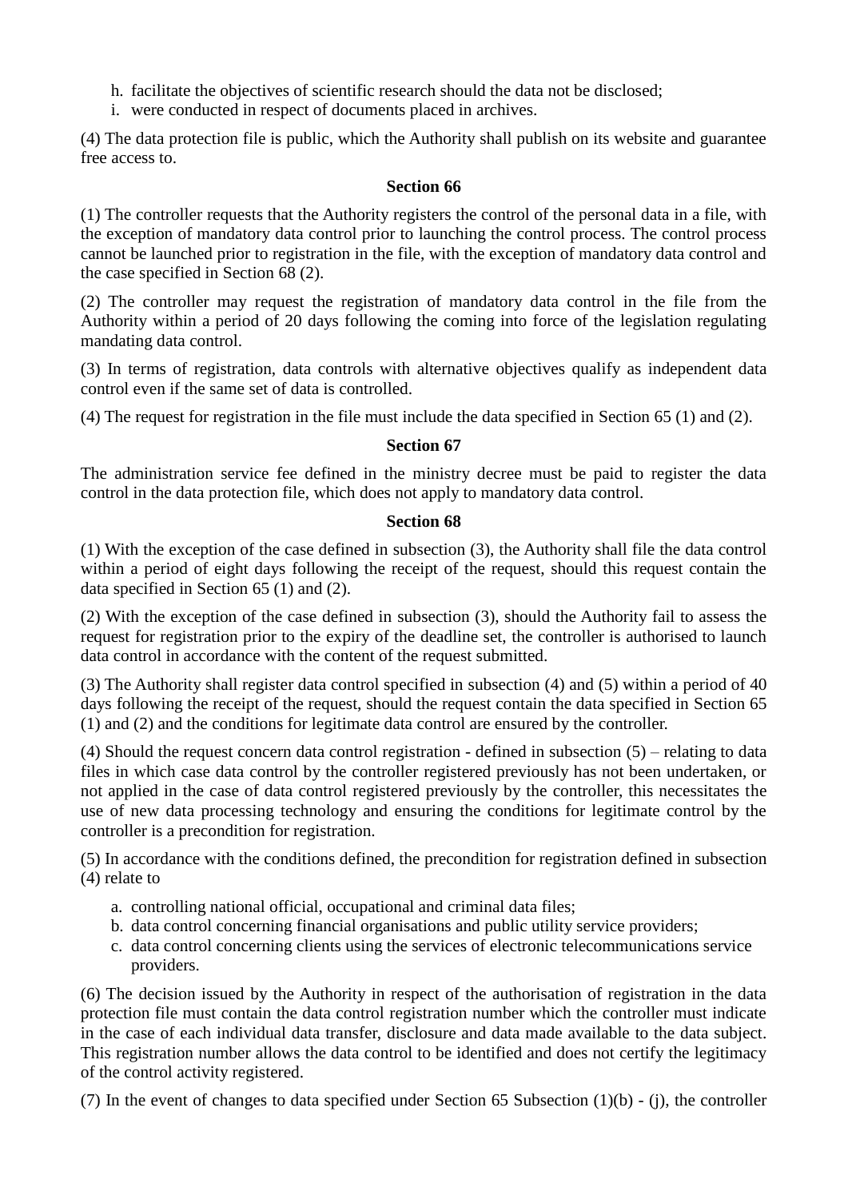h. facilitate the objectives of scientific research should the data not be disclosed;
i. were conducted in respect of documents placed in archives.

(4) The data protection file is public, which the Authority shall publish on its website and guarantee free access to.

**Section 66**

(1) The controller requests that the Authority registers the control of the personal data in a file, with the exception of mandatory data control prior to launching the control process. The control process cannot be launched prior to registration in the file, with the exception of mandatory data control and the case specified in Section 68 (2).

(2) The controller may request the registration of mandatory data control in the file from the Authority within a period of 20 days following the coming into force of the legislation regulating mandating data control.

(3) In terms of registration, data controls with alternative objectives qualify as independent data control even if the same set of data is controlled.

(4) The request for registration in the file must include the data specified in Section 65 (1) and (2).

**Section 67**

The administration service fee defined in the ministry decree must be paid to register the data control in the data protection file, which does not apply to mandatory data control.

**Section 68**

(1) With the exception of the case defined in subsection (3), the Authority shall file the data control within a period of eight days following the receipt of the request, should this request contain the data specified in Section 65 (1) and (2).

(2) With the exception of the case defined in subsection (3), should the Authority fail to assess the request for registration prior to the expiry of the deadline set, the controller is authorised to launch data control in accordance with the content of the request submitted.

(3) The Authority shall register data control specified in subsection (4) and (5) within a period of 40 days following the receipt of the request, should the request contain the data specified in Section 65 (1) and (2) and the conditions for legitimate data control are ensured by the controller.

(4) Should the request concern data control registration - defined in subsection (5) – relating to data files in which case data control by the controller registered previously has not been undertaken, or not applied in the case of data control registered previously by the controller, this necessitates the use of new data processing technology and ensuring the conditions for legitimate control by the controller is a precondition for registration.

(5) In accordance with the conditions defined, the precondition for registration defined in subsection (4) relate to

a. controlling national official, occupational and criminal data files;
b. data control concerning financial organisations and public utility service providers;
c. data control concerning clients using the services of electronic telecommunications service providers.

(6) The decision issued by the Authority in respect of the authorisation of registration in the data protection file must contain the data control registration number which the controller must indicate in the case of each individual data transfer, disclosure and data made available to the data subject. This registration number allows the data control to be identified and does not certify the legitimacy of the control activity registered.

(7) In the event of changes to data specified under Section 65 Subsection (1)(b) - (j), the controller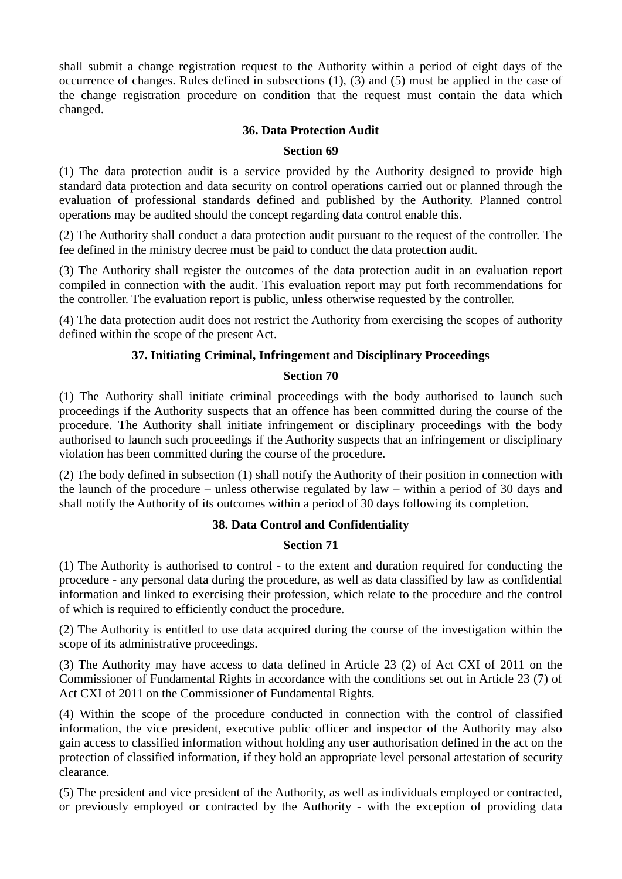shall submit a change registration request to the Authority within a period of eight days of the occurrence of changes. Rules defined in subsections (1), (3) and (5) must be applied in the case of the change registration procedure on condition that the request must contain the data which changed.

### 36. Data Protection Audit

### Section 69

(1) The data protection audit is a service provided by the Authority designed to provide high standard data protection and data security on control operations carried out or planned through the evaluation of professional standards defined and published by the Authority. Planned control operations may be audited should the concept regarding data control enable this.

(2) The Authority shall conduct a data protection audit pursuant to the request of the controller. The fee defined in the ministry decree must be paid to conduct the data protection audit.

(3) The Authority shall register the outcomes of the data protection audit in an evaluation report compiled in connection with the audit. This evaluation report may put forth recommendations for the controller. The evaluation report is public, unless otherwise requested by the controller.

(4) The data protection audit does not restrict the Authority from exercising the scopes of authority defined within the scope of the present Act.

### 37. Initiating Criminal, Infringement and Disciplinary Proceedings

### Section 70

(1) The Authority shall initiate criminal proceedings with the body authorised to launch such proceedings if the Authority suspects that an offence has been committed during the course of the procedure. The Authority shall initiate infringement or disciplinary proceedings with the body authorised to launch such proceedings if the Authority suspects that an infringement or disciplinary violation has been committed during the course of the procedure.

(2) The body defined in subsection (1) shall notify the Authority of their position in connection with the launch of the procedure – unless otherwise regulated by law – within a period of 30 days and shall notify the Authority of its outcomes within a period of 30 days following its completion.

### 38. Data Control and Confidentiality

### Section 71

(1) The Authority is authorised to control - to the extent and duration required for conducting the procedure - any personal data during the procedure, as well as data classified by law as confidential information and linked to exercising their profession, which relate to the procedure and the control of which is required to efficiently conduct the procedure.

(2) The Authority is entitled to use data acquired during the course of the investigation within the scope of its administrative proceedings.

(3) The Authority may have access to data defined in Article 23 (2) of Act CXI of 2011 on the Commissioner of Fundamental Rights in accordance with the conditions set out in Article 23 (7) of Act CXI of 2011 on the Commissioner of Fundamental Rights.

(4) Within the scope of the procedure conducted in connection with the control of classified information, the vice president, executive public officer and inspector of the Authority may also gain access to classified information without holding any user authorisation defined in the act on the protection of classified information, if they hold an appropriate level personal attestation of security clearance.

(5) The president and vice president of the Authority, as well as individuals employed or contracted, or previously employed or contracted by the Authority - with the exception of providing data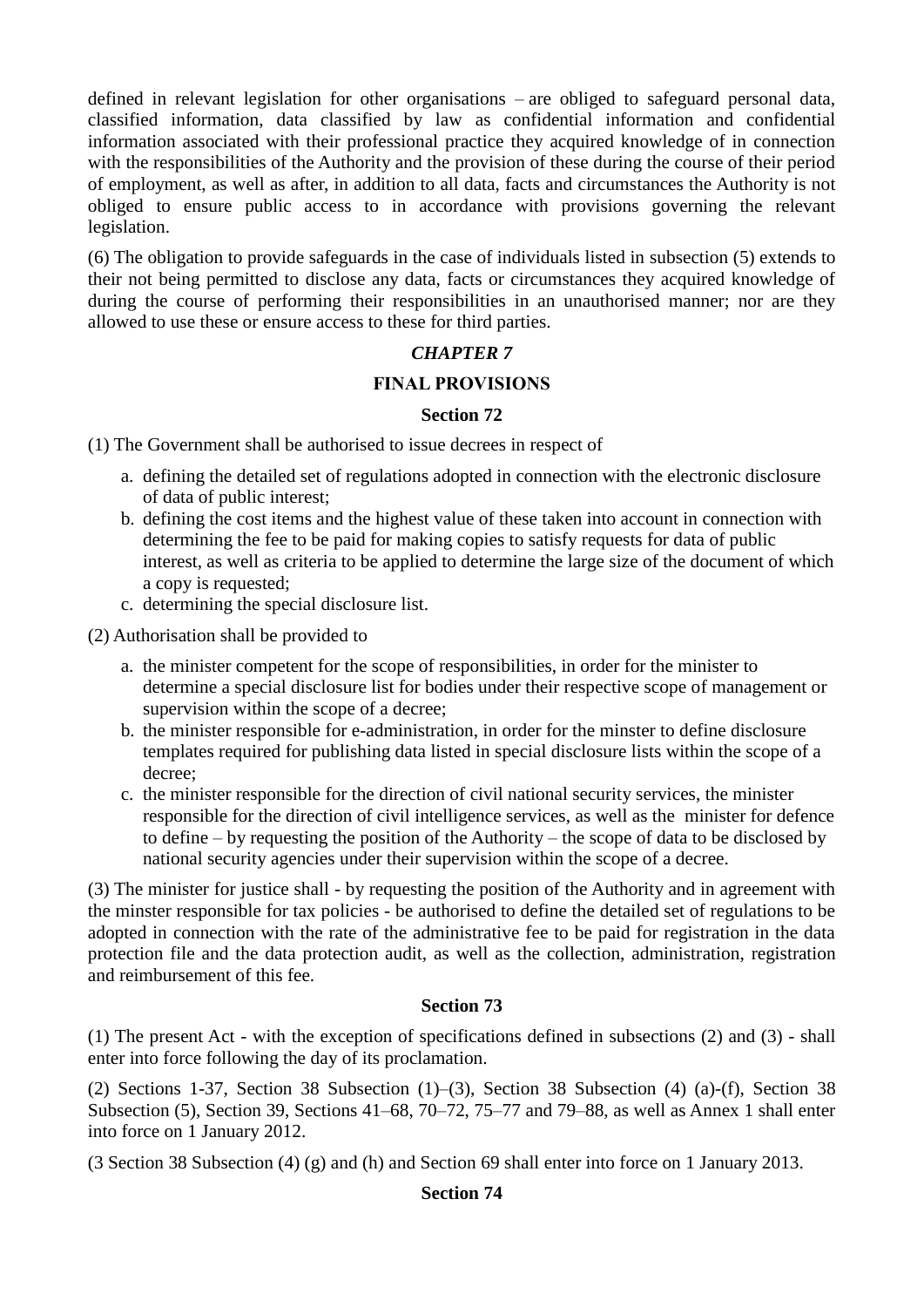defined in relevant legislation for other organisations – are obliged to safeguard personal data, classified information, data classified by law as confidential information and confidential information associated with their professional practice they acquired knowledge of in connection with the responsibilities of the Authority and the provision of these during the course of their period of employment, as well as after, in addition to all data, facts and circumstances the Authority is not obliged to ensure public access to in accordance with provisions governing the relevant legislation.

(6) The obligation to provide safeguards in the case of individuals listed in subsection (5) extends to their not being permitted to disclose any data, facts or circumstances they acquired knowledge of during the course of performing their responsibilities in an unauthorised manner; nor are they allowed to use these or ensure access to these for third parties.

## *CHAPTER 7*

## FINAL PROVISIONS

### Section 72

(1) The Government shall be authorised to issue decrees in respect of

a. defining the detailed set of regulations adopted in connection with the electronic disclosure of data of public interest;
b. defining the cost items and the highest value of these taken into account in connection with determining the fee to be paid for making copies to satisfy requests for data of public interest, as well as criteria to be applied to determine the large size of the document of which a copy is requested;
c. determining the special disclosure list.

(2) Authorisation shall be provided to

a. the minister competent for the scope of responsibilities, in order for the minister to determine a special disclosure list for bodies under their respective scope of management or supervision within the scope of a decree;
b. the minister responsible for e-administration, in order for the minster to define disclosure templates required for publishing data listed in special disclosure lists within the scope of a decree;
c. the minister responsible for the direction of civil national security services, the minister responsible for the direction of civil intelligence services, as well as the minister for defence to define – by requesting the position of the Authority – the scope of data to be disclosed by national security agencies under their supervision within the scope of a decree.

(3) The minister for justice shall - by requesting the position of the Authority and in agreement with the minster responsible for tax policies - be authorised to define the detailed set of regulations to be adopted in connection with the rate of the administrative fee to be paid for registration in the data protection file and the data protection audit, as well as the collection, administration, registration and reimbursement of this fee.

### Section 73

(1) The present Act - with the exception of specifications defined in subsections (2) and (3) - shall enter into force following the day of its proclamation.

(2) Sections 1-37, Section 38 Subsection (1)–(3), Section 38 Subsection (4) (a)-(f), Section 38 Subsection (5), Section 39, Sections 41–68, 70–72, 75–77 and 79–88, as well as Annex 1 shall enter into force on 1 January 2012.

(3 Section 38 Subsection (4) (g) and (h) and Section 69 shall enter into force on 1 January 2013.

### Section 74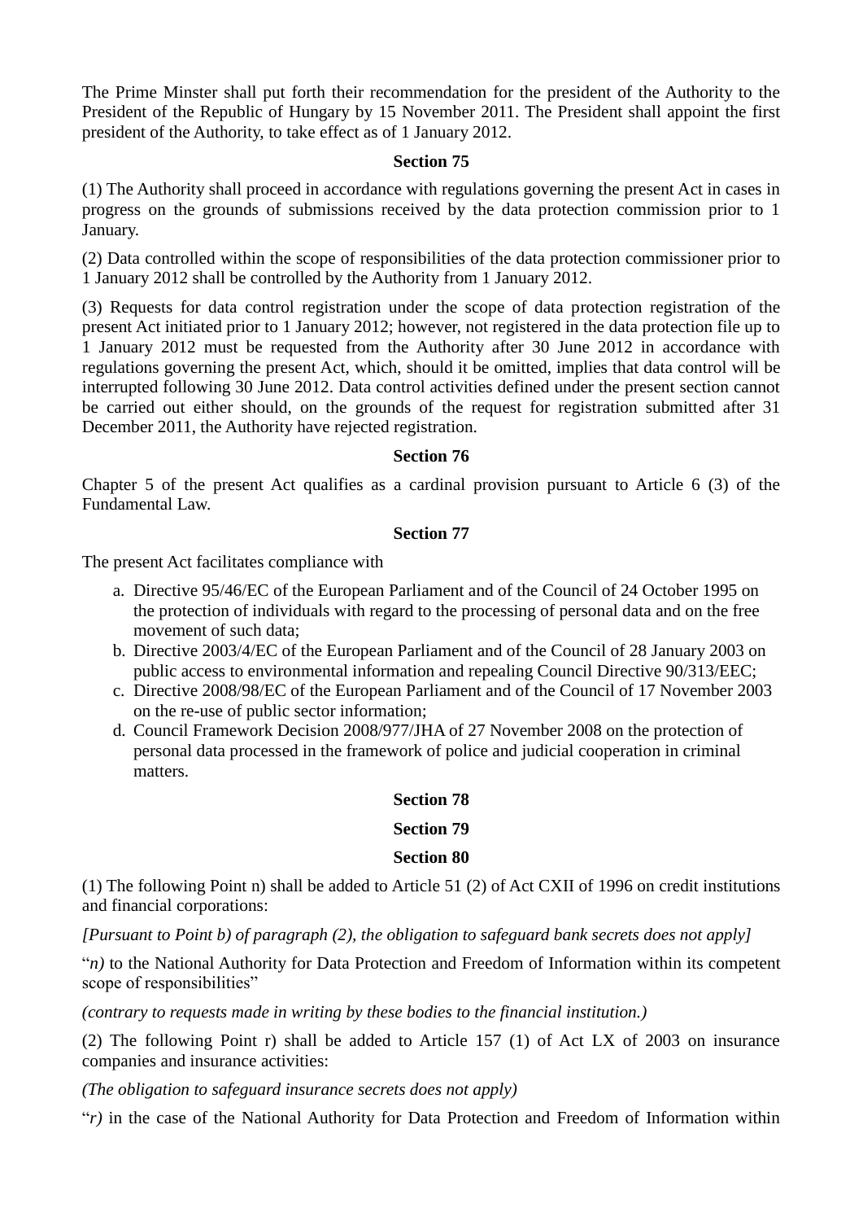The Prime Minster shall put forth their recommendation for the president of the Authority to the President of the Republic of Hungary by 15 November 2011. The President shall appoint the first president of the Authority, to take effect as of 1 January 2012.

**Section 75**

(1) The Authority shall proceed in accordance with regulations governing the present Act in cases in progress on the grounds of submissions received by the data protection commission prior to 1 January.

(2) Data controlled within the scope of responsibilities of the data protection commissioner prior to 1 January 2012 shall be controlled by the Authority from 1 January 2012.

(3) Requests for data control registration under the scope of data protection registration of the present Act initiated prior to 1 January 2012; however, not registered in the data protection file up to 1 January 2012 must be requested from the Authority after 30 June 2012 in accordance with regulations governing the present Act, which, should it be omitted, implies that data control will be interrupted following 30 June 2012. Data control activities defined under the present section cannot be carried out either should, on the grounds of the request for registration submitted after 31 December 2011, the Authority have rejected registration.

**Section 76**

Chapter 5 of the present Act qualifies as a cardinal provision pursuant to Article 6 (3) of the Fundamental Law.

**Section 77**

The present Act facilitates compliance with

a. Directive 95/46/EC of the European Parliament and of the Council of 24 October 1995 on the protection of individuals with regard to the processing of personal data and on the free movement of such data;
b. Directive 2003/4/EC of the European Parliament and of the Council of 28 January 2003 on public access to environmental information and repealing Council Directive 90/313/EEC;
c. Directive 2008/98/EC of the European Parliament and of the Council of 17 November 2003 on the re-use of public sector information;
d. Council Framework Decision 2008/977/JHA of 27 November 2008 on the protection of personal data processed in the framework of police and judicial cooperation in criminal matters.

**Section 78**

**Section 79**

**Section 80**

(1) The following Point n) shall be added to Article 51 (2) of Act CXII of 1996 on credit institutions and financial corporations:

*[Pursuant to Point b) of paragraph (2), the obligation to safeguard bank secrets does not apply]*

"*n)* to the National Authority for Data Protection and Freedom of Information within its competent scope of responsibilities"

*(contrary to requests made in writing by these bodies to the financial institution.)*

(2) The following Point r) shall be added to Article 157 (1) of Act LX of 2003 on insurance companies and insurance activities:

*(The obligation to safeguard insurance secrets does not apply)*

"*r)* in the case of the National Authority for Data Protection and Freedom of Information within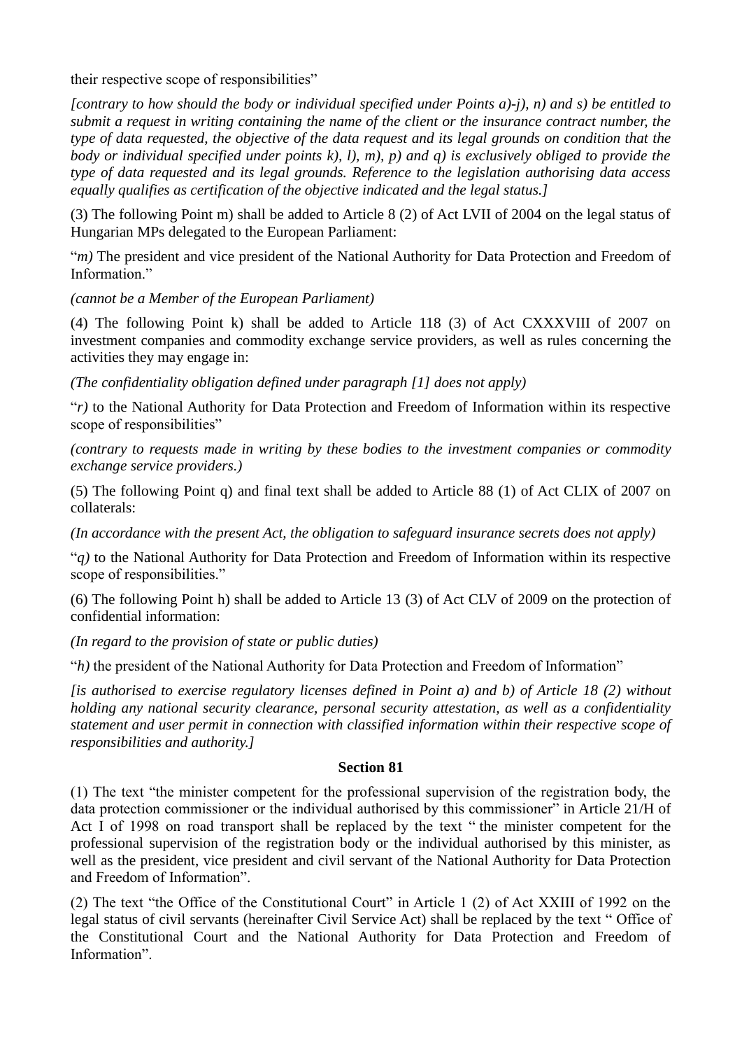their respective scope of responsibilities"

*[contrary to how should the body or individual specified under Points a)-j), n) and s) be entitled to submit a request in writing containing the name of the client or the insurance contract number, the type of data requested, the objective of the data request and its legal grounds on condition that the body or individual specified under points k), l), m), p) and q) is exclusively obliged to provide the type of data requested and its legal grounds. Reference to the legislation authorising data access equally qualifies as certification of the objective indicated and the legal status.]*

(3) The following Point m) shall be added to Article 8 (2) of Act LVII of 2004 on the legal status of Hungarian MPs delegated to the European Parliament:

"*m)* The president and vice president of the National Authority for Data Protection and Freedom of Information."

*(cannot be a Member of the European Parliament)*

(4) The following Point k) shall be added to Article 118 (3) of Act CXXXVIII of 2007 on investment companies and commodity exchange service providers, as well as rules concerning the activities they may engage in:

*(The confidentiality obligation defined under paragraph [1] does not apply)*

"*r)* to the National Authority for Data Protection and Freedom of Information within its respective scope of responsibilities"

*(contrary to requests made in writing by these bodies to the investment companies or commodity exchange service providers.)*

(5) The following Point q) and final text shall be added to Article 88 (1) of Act CLIX of 2007 on collaterals:

*(In accordance with the present Act, the obligation to safeguard insurance secrets does not apply)*

"*q)* to the National Authority for Data Protection and Freedom of Information within its respective scope of responsibilities."

(6) The following Point h) shall be added to Article 13 (3) of Act CLV of 2009 on the protection of confidential information:

*(In regard to the provision of state or public duties)*

"*h)* the president of the National Authority for Data Protection and Freedom of Information"

*[is authorised to exercise regulatory licenses defined in Point a) and b) of Article 18 (2) without holding any national security clearance, personal security attestation, as well as a confidentiality statement and user permit in connection with classified information within their respective scope of responsibilities and authority.]*

**Section 81**

(1) The text "the minister competent for the professional supervision of the registration body, the data protection commissioner or the individual authorised by this commissioner" in Article 21/H of Act I of 1998 on road transport shall be replaced by the text " the minister competent for the professional supervision of the registration body or the individual authorised by this minister, as well as the president, vice president and civil servant of the National Authority for Data Protection and Freedom of Information".

(2) The text "the Office of the Constitutional Court" in Article 1 (2) of Act XXIII of 1992 on the legal status of civil servants (hereinafter Civil Service Act) shall be replaced by the text " Office of the Constitutional Court and the National Authority for Data Protection and Freedom of Information".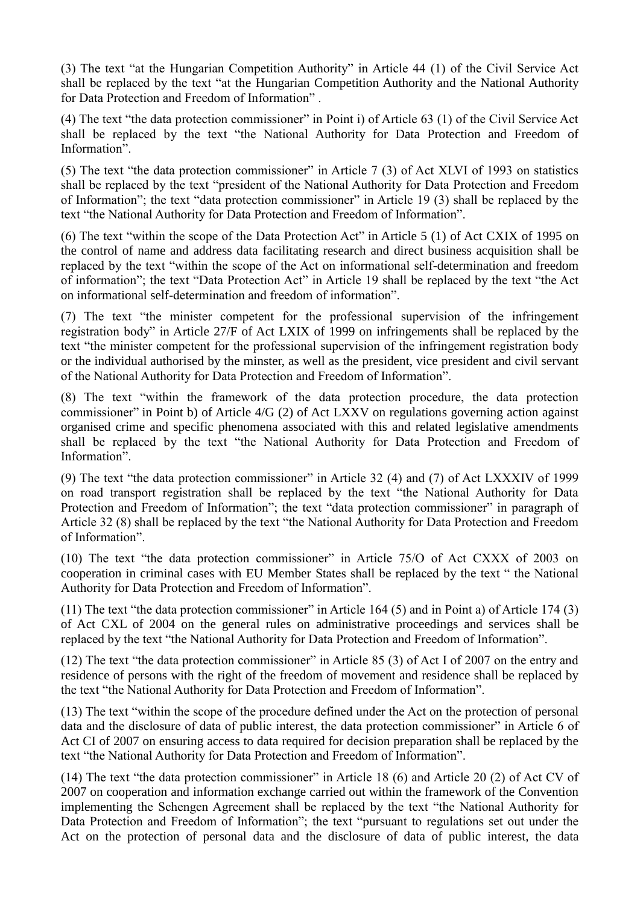(3) The text “at the Hungarian Competition Authority” in Article 44 (1) of the Civil Service Act shall be replaced by the text “at the Hungarian Competition Authority and the National Authority for Data Protection and Freedom of Information” .

(4) The text “the data protection commissioner” in Point i) of Article 63 (1) of the Civil Service Act shall be replaced by the text “the National Authority for Data Protection and Freedom of Information”.

(5) The text “the data protection commissioner” in Article 7 (3) of Act XLVI of 1993 on statistics shall be replaced by the text “president of the National Authority for Data Protection and Freedom of Information”; the text “data protection commissioner” in Article 19 (3) shall be replaced by the text “the National Authority for Data Protection and Freedom of Information”.

(6) The text “within the scope of the Data Protection Act” in Article 5 (1) of Act CXIX of 1995 on the control of name and address data facilitating research and direct business acquisition shall be replaced by the text “within the scope of the Act on informational self-determination and freedom of information”; the text “Data Protection Act” in Article 19 shall be replaced by the text “the Act on informational self-determination and freedom of information”.

(7) The text “the minister competent for the professional supervision of the infringement registration body” in Article 27/F of Act LXIX of 1999 on infringements shall be replaced by the text “the minister competent for the professional supervision of the infringement registration body or the individual authorised by the minster, as well as the president, vice president and civil servant of the National Authority for Data Protection and Freedom of Information”.

(8) The text “within the framework of the data protection procedure, the data protection commissioner” in Point b) of Article 4/G (2) of Act LXXV on regulations governing action against organised crime and specific phenomena associated with this and related legislative amendments shall be replaced by the text “the National Authority for Data Protection and Freedom of Information”.

(9) The text “the data protection commissioner” in Article 32 (4) and (7) of Act LXXXIV of 1999 on road transport registration shall be replaced by the text “the National Authority for Data Protection and Freedom of Information”; the text “data protection commissioner” in paragraph of Article 32 (8) shall be replaced by the text “the National Authority for Data Protection and Freedom of Information”.

(10) The text “the data protection commissioner” in Article 75/O of Act CXXX of 2003 on cooperation in criminal cases with EU Member States shall be replaced by the text “ the National Authority for Data Protection and Freedom of Information”.

(11) The text “the data protection commissioner” in Article 164 (5) and in Point a) of Article 174 (3) of Act CXL of 2004 on the general rules on administrative proceedings and services shall be replaced by the text “the National Authority for Data Protection and Freedom of Information”.

(12) The text “the data protection commissioner” in Article 85 (3) of Act I of 2007 on the entry and residence of persons with the right of the freedom of movement and residence shall be replaced by the text “the National Authority for Data Protection and Freedom of Information”.

(13) The text “within the scope of the procedure defined under the Act on the protection of personal data and the disclosure of data of public interest, the data protection commissioner” in Article 6 of Act CI of 2007 on ensuring access to data required for decision preparation shall be replaced by the text “the National Authority for Data Protection and Freedom of Information”.

(14) The text “the data protection commissioner” in Article 18 (6) and Article 20 (2) of Act CV of 2007 on cooperation and information exchange carried out within the framework of the Convention implementing the Schengen Agreement shall be replaced by the text “the National Authority for Data Protection and Freedom of Information”; the text “pursuant to regulations set out under the Act on the protection of personal data and the disclosure of data of public interest, the data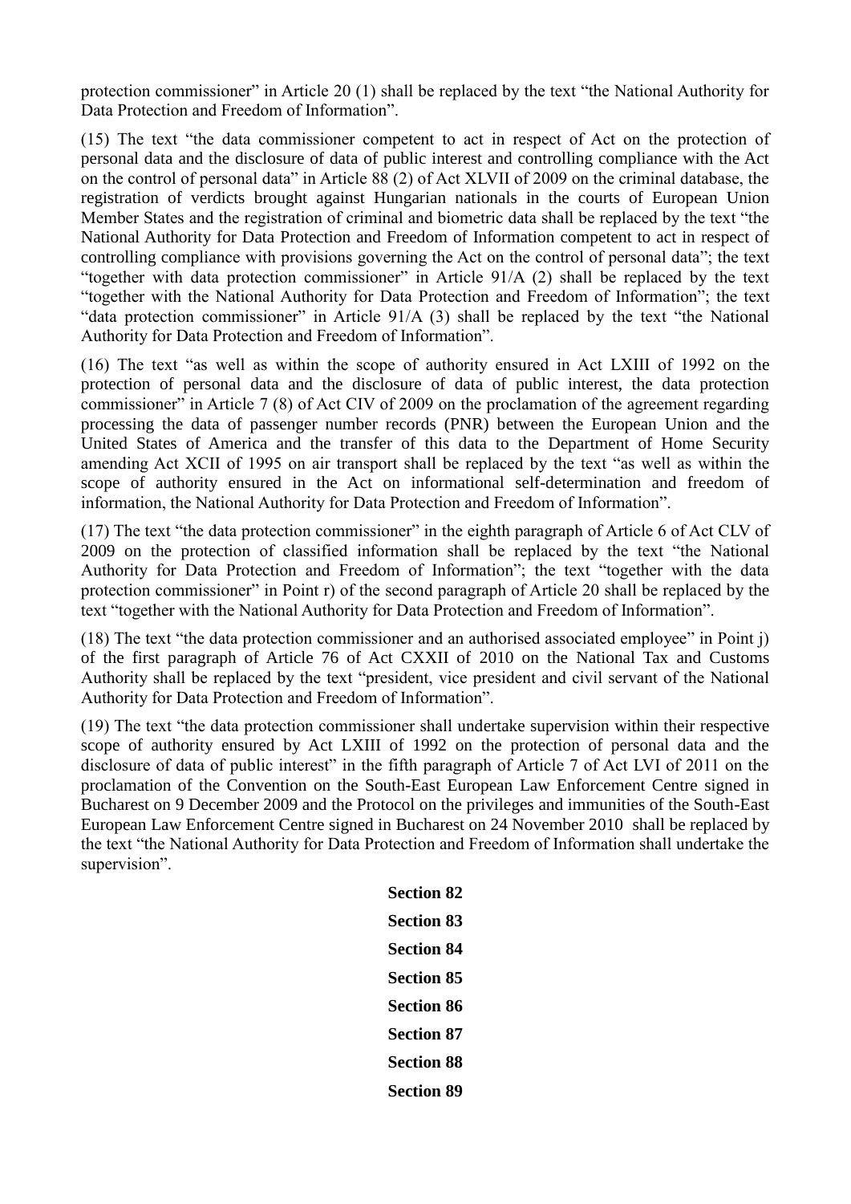protection commissioner" in Article 20 (1) shall be replaced by the text "the National Authority for Data Protection and Freedom of Information".

(15) The text "the data commissioner competent to act in respect of Act on the protection of personal data and the disclosure of data of public interest and controlling compliance with the Act on the control of personal data" in Article 88 (2) of Act XLVII of 2009 on the criminal database, the registration of verdicts brought against Hungarian nationals in the courts of European Union Member States and the registration of criminal and biometric data shall be replaced by the text "the National Authority for Data Protection and Freedom of Information competent to act in respect of controlling compliance with provisions governing the Act on the control of personal data"; the text "together with data protection commissioner" in Article 91/A (2) shall be replaced by the text "together with the National Authority for Data Protection and Freedom of Information"; the text "data protection commissioner" in Article 91/A (3) shall be replaced by the text "the National Authority for Data Protection and Freedom of Information".

(16) The text "as well as within the scope of authority ensured in Act LXIII of 1992 on the protection of personal data and the disclosure of data of public interest, the data protection commissioner" in Article 7 (8) of Act CIV of 2009 on the proclamation of the agreement regarding processing the data of passenger number records (PNR) between the European Union and the United States of America and the transfer of this data to the Department of Home Security amending Act XCII of 1995 on air transport shall be replaced by the text "as well as within the scope of authority ensured in the Act on informational self-determination and freedom of information, the National Authority for Data Protection and Freedom of Information".

(17) The text "the data protection commissioner" in the eighth paragraph of Article 6 of Act CLV of 2009 on the protection of classified information shall be replaced by the text "the National Authority for Data Protection and Freedom of Information"; the text "together with the data protection commissioner" in Point r) of the second paragraph of Article 20 shall be replaced by the text "together with the National Authority for Data Protection and Freedom of Information".

(18) The text "the data protection commissioner and an authorised associated employee" in Point j) of the first paragraph of Article 76 of Act CXXII of 2010 on the National Tax and Customs Authority shall be replaced by the text "president, vice president and civil servant of the National Authority for Data Protection and Freedom of Information".

(19) The text "the data protection commissioner shall undertake supervision within their respective scope of authority ensured by Act LXIII of 1992 on the protection of personal data and the disclosure of data of public interest" in the fifth paragraph of Article 7 of Act LVI of 2011 on the proclamation of the Convention on the South-East European Law Enforcement Centre signed in Bucharest on 9 December 2009 and the Protocol on the privileges and immunities of the South-East European Law Enforcement Centre signed in Bucharest on 24 November 2010 shall be replaced by the text "the National Authority for Data Protection and Freedom of Information shall undertake the supervision".

**Section 82**

**Section 83**

**Section 84**

**Section 85**

**Section 86**

**Section 87**

**Section 88**

**Section 89**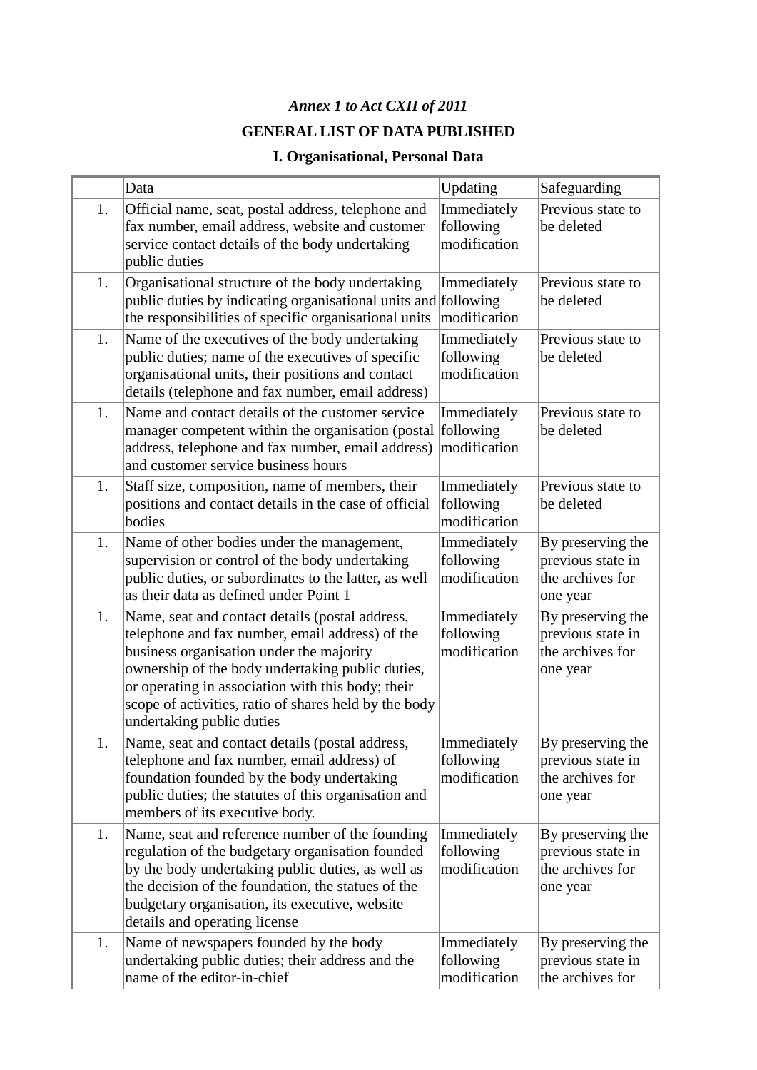*Annex 1 to Act CXII of 2011*

**GENERAL LIST OF DATA PUBLISHED**

**I. Organisational, Personal Data**

| | Data | Updating | Safeguarding |
|---|---|---|---|
| 1. | Official name, seat, postal address, telephone and fax number, email address, website and customer service contact details of the body undertaking public duties | Immediately following modification | Previous state to be deleted |
| 1. | Organisational structure of the body undertaking public duties by indicating organisational units and the responsibilities of specific organisational units | Immediately following modification | Previous state to be deleted |
| 1. | Name of the executives of the body undertaking public duties; name of the executives of specific organisational units, their positions and contact details (telephone and fax number, email address) | Immediately following modification | Previous state to be deleted |
| 1. | Name and contact details of the customer service manager competent within the organisation (postal address, telephone and fax number, email address) and customer service business hours | Immediately following modification | Previous state to be deleted |
| 1. | Staff size, composition, name of members, their positions and contact details in the case of official bodies | Immediately following modification | Previous state to be deleted |
| 1. | Name of other bodies under the management, supervision or control of the body undertaking public duties, or subordinates to the latter, as well as their data as defined under Point 1 | Immediately following modification | By preserving the previous state in the archives for one year |
| 1. | Name, seat and contact details (postal address, telephone and fax number, email address) of the business organisation under the majority ownership of the body undertaking public duties, or operating in association with this body; their scope of activities, ratio of shares held by the body undertaking public duties | Immediately following modification | By preserving the previous state in the archives for one year |
| 1. | Name, seat and contact details (postal address, telephone and fax number, email address) of foundation founded by the body undertaking public duties; the statutes of this organisation and members of its executive body. | Immediately following modification | By preserving the previous state in the archives for one year |
| 1. | Name, seat and reference number of the founding regulation of the budgetary organisation founded by the body undertaking public duties, as well as the decision of the foundation, the statues of the budgetary organisation, its executive, website details and operating license | Immediately following modification | By preserving the previous state in the archives for one year |
| 1. | Name of newspapers founded by the body undertaking public duties; their address and the name of the editor-in-chief | Immediately following modification | By preserving the previous state in the archives for |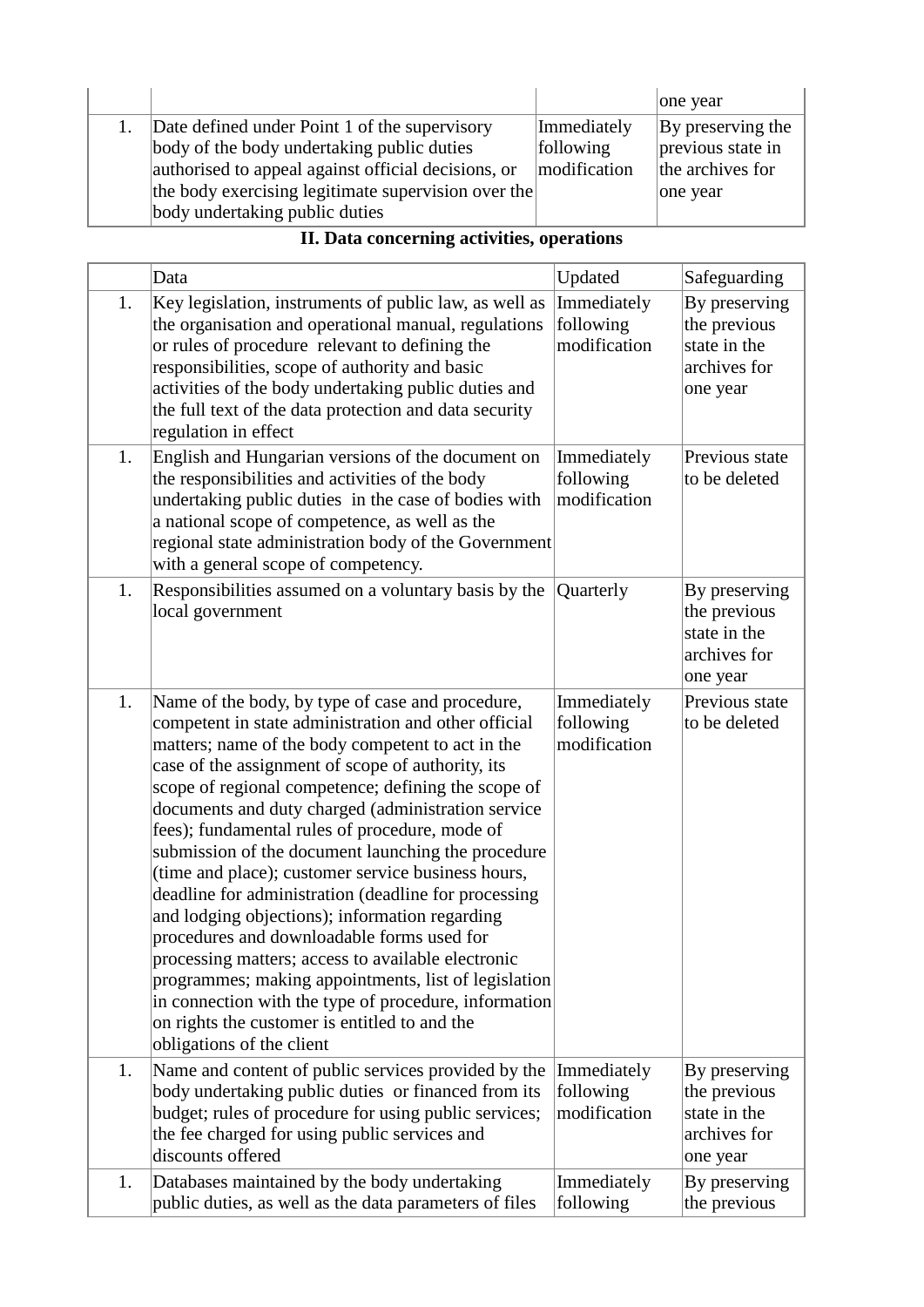| | | | |
|---|---|---|---|
| | | | one year |
| 1. | Date defined under Point 1 of the supervisory body of the body undertaking public duties authorised to appeal against official decisions, or the body exercising legitimate supervision over the body undertaking public duties | Immediately following modification | By preserving the previous state in the archives for one year |

**II. Data concerning activities, operations**

| | Data | Updated | Safeguarding |
|---|---|---|---|
| 1. | Key legislation, instruments of public law, as well as the organisation and operational manual, regulations or rules of procedure relevant to defining the responsibilities, scope of authority and basic activities of the body undertaking public duties and the full text of the data protection and data security regulation in effect | Immediately following modification | By preserving the previous state in the archives for one year |
| 1. | English and Hungarian versions of the document on the responsibilities and activities of the body undertaking public duties in the case of bodies with a national scope of competence, as well as the regional state administration body of the Government with a general scope of competency. | Immediately following modification | Previous state to be deleted |
| 1. | Responsibilities assumed on a voluntary basis by the local government | Quarterly | By preserving the previous state in the archives for one year |
| 1. | Name of the body, by type of case and procedure, competent in state administration and other official matters; name of the body competent to act in the case of the assignment of scope of authority, its scope of regional competence; defining the scope of documents and duty charged (administration service fees); fundamental rules of procedure, mode of submission of the document launching the procedure (time and place); customer service business hours, deadline for administration (deadline for processing and lodging objections); information regarding procedures and downloadable forms used for processing matters; access to available electronic programmes; making appointments, list of legislation in connection with the type of procedure, information on rights the customer is entitled to and the obligations of the client | Immediately following modification | Previous state to be deleted |
| 1. | Name and content of public services provided by the body undertaking public duties or financed from its budget; rules of procedure for using public services; the fee charged for using public services and discounts offered | Immediately following modification | By preserving the previous state in the archives for one year |
| 1. | Databases maintained by the body undertaking public duties, as well as the data parameters of files | Immediately following | By preserving the previous |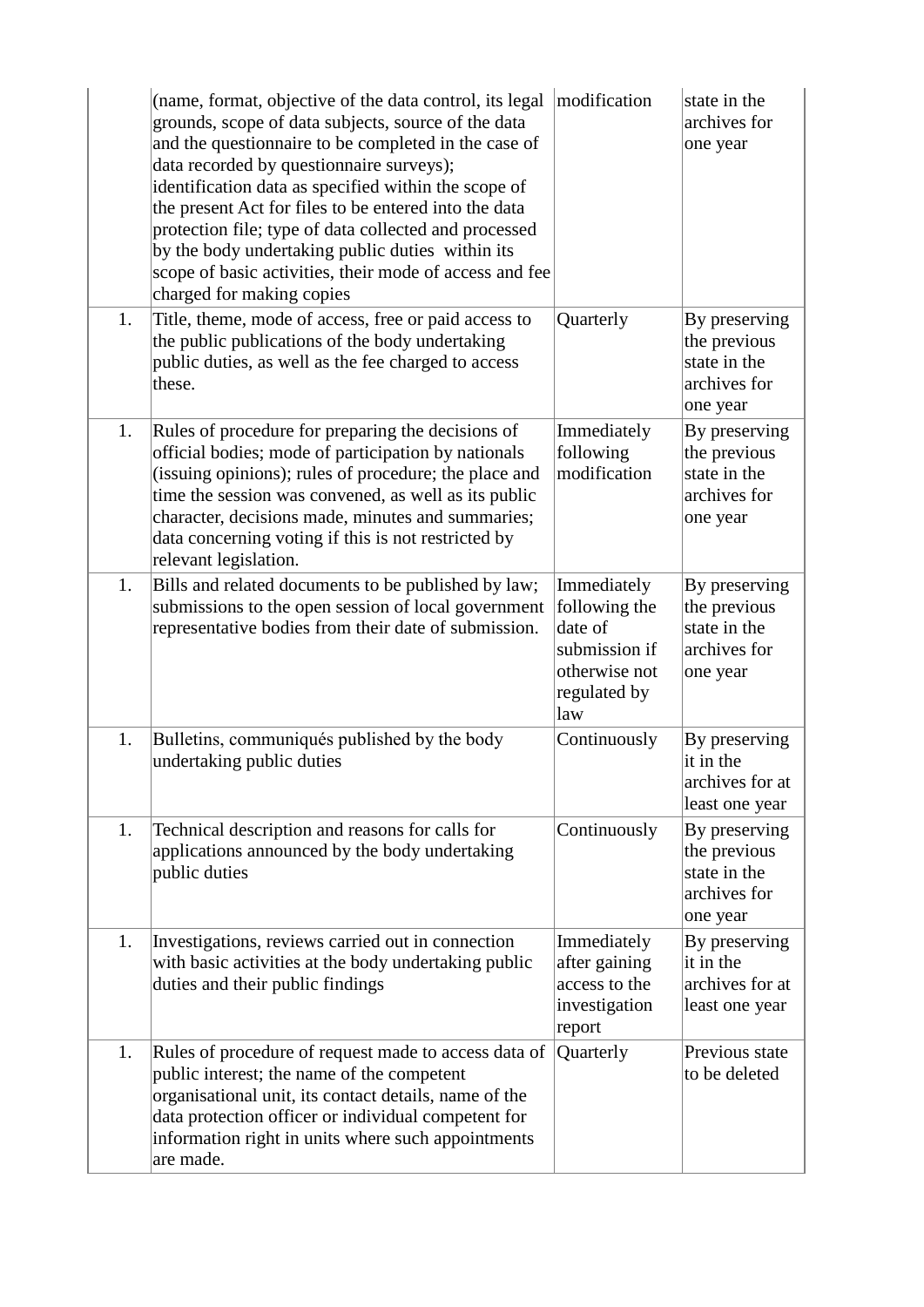| | | | |
|---|---|---|---|
| | (name, format, objective of the data control, its legal grounds, scope of data subjects, source of the data and the questionnaire to be completed in the case of data recorded by questionnaire surveys); identification data as specified within the scope of the present Act for files to be entered into the data protection file; type of data collected and processed by the body undertaking public duties within its scope of basic activities, their mode of access and fee charged for making copies | modification | state in the archives for one year |
| 1. | Title, theme, mode of access, free or paid access to the public publications of the body undertaking public duties, as well as the fee charged to access these. | Quarterly | By preserving the previous state in the archives for one year |
| 1. | Rules of procedure for preparing the decisions of official bodies; mode of participation by nationals (issuing opinions); rules of procedure; the place and time the session was convened, as well as its public character, decisions made, minutes and summaries; data concerning voting if this is not restricted by relevant legislation. | Immediately following modification | By preserving the previous state in the archives for one year |
| 1. | Bills and related documents to be published by law; submissions to the open session of local government representative bodies from their date of submission. | Immediately following the date of submission if otherwise not regulated by law | By preserving the previous state in the archives for one year |
| 1. | Bulletins, communiqués published by the body undertaking public duties | Continuously | By preserving it in the archives for at least one year |
| 1. | Technical description and reasons for calls for applications announced by the body undertaking public duties | Continuously | By preserving the previous state in the archives for one year |
| 1. | Investigations, reviews carried out in connection with basic activities at the body undertaking public duties and their public findings | Immediately after gaining access to the investigation report | By preserving it in the archives for at least one year |
| 1. | Rules of procedure of request made to access data of public interest; the name of the competent organisational unit, its contact details, name of the data protection officer or individual competent for information right in units where such appointments are made. | Quarterly | Previous state to be deleted |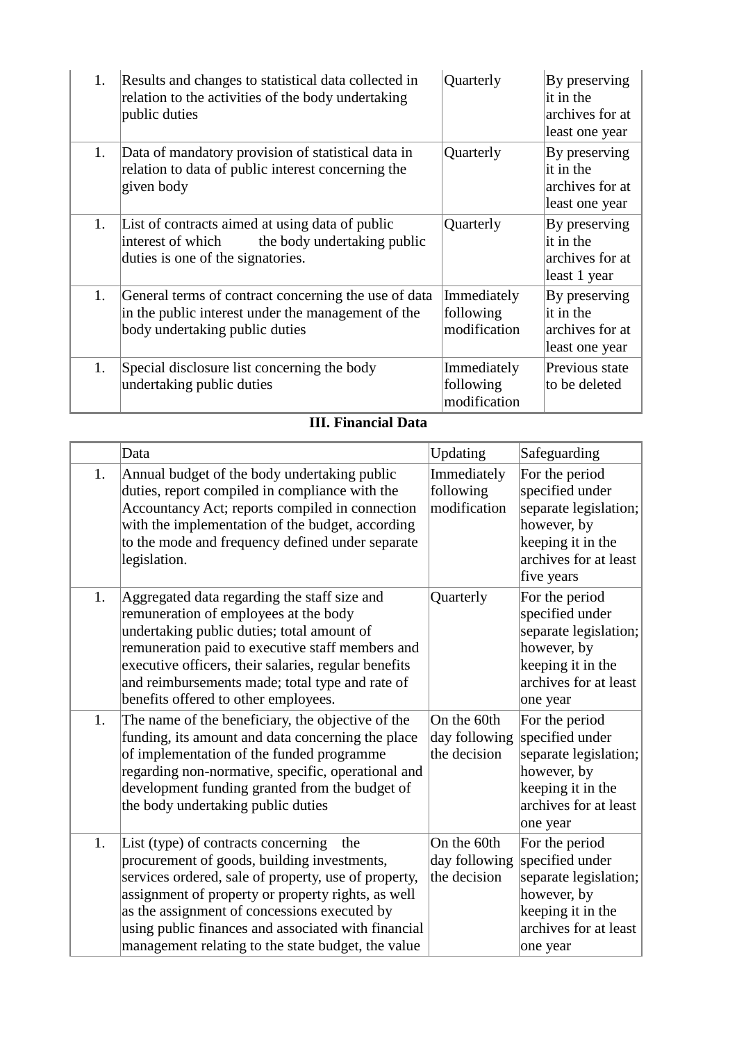| 1. | Results and changes to statistical data collected in relation to the activities of the body undertaking public duties | Quarterly | By preserving it in the archives for at least one year |
|---|---|---|---|
| 1. | Data of mandatory provision of statistical data in relation to data of public interest concerning the given body | Quarterly | By preserving it in the archives for at least one year |
| 1. | List of contracts aimed at using data of public interest of which the body undertaking public duties is one of the signatories. | Quarterly | By preserving it in the archives for at least 1 year |
| 1. | General terms of contract concerning the use of data in the public interest under the management of the body undertaking public duties | Immediately following modification | By preserving it in the archives for at least one year |
| 1. | Special disclosure list concerning the body undertaking public duties | Immediately following modification | Previous state to be deleted |

**III. Financial Data**

| | Data | Updating | Safeguarding |
|---|---|---|---|
| 1. | Annual budget of the body undertaking public duties, report compiled in compliance with the Accountancy Act; reports compiled in connection with the implementation of the budget, according to the mode and frequency defined under separate legislation. | Immediately following modification | For the period specified under separate legislation; however, by keeping it in the archives for at least five years |
| 1. | Aggregated data regarding the staff size and remuneration of employees at the body undertaking public duties; total amount of remuneration paid to executive staff members and executive officers, their salaries, regular benefits and reimbursements made; total type and rate of benefits offered to other employees. | Quarterly | For the period specified under separate legislation; however, by keeping it in the archives for at least one year |
| 1. | The name of the beneficiary, the objective of the funding, its amount and data concerning the place of implementation of the funded programme regarding non-normative, specific, operational and development funding granted from the budget of the body undertaking public duties | On the 60th day following the decision | For the period specified under separate legislation; however, by keeping it in the archives for at least one year |
| 1. | List (type) of contracts concerning the procurement of goods, building investments, services ordered, sale of property, use of property, assignment of property or property rights, as well as the assignment of concessions executed by using public finances and associated with financial management relating to the state budget, the value | On the 60th day following the decision | For the period specified under separate legislation; however, by keeping it in the archives for at least one year |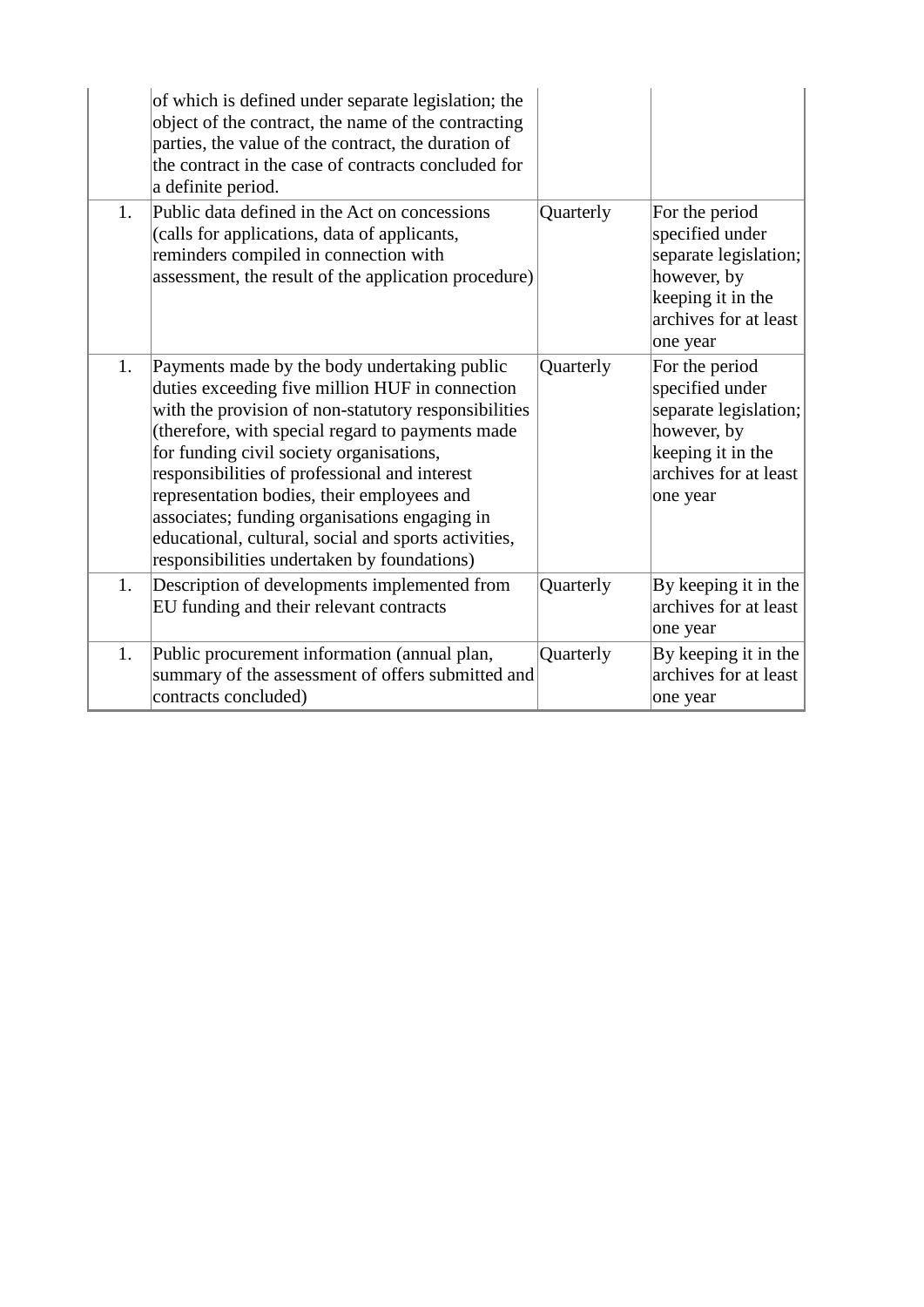| | | | |
|---|---|---|---|
| | of which is defined under separate legislation; the object of the contract, the name of the contracting parties, the value of the contract, the duration of the contract in the case of contracts concluded for a definite period. | | |
| 1. | Public data defined in the Act on concessions (calls for applications, data of applicants, reminders compiled in connection with assessment, the result of the application procedure) | Quarterly | For the period specified under separate legislation; however, by keeping it in the archives for at least one year |
| 1. | Payments made by the body undertaking public duties exceeding five million HUF in connection with the provision of non-statutory responsibilities (therefore, with special regard to payments made for funding civil society organisations, responsibilities of professional and interest representation bodies, their employees and associates; funding organisations engaging in educational, cultural, social and sports activities, responsibilities undertaken by foundations) | Quarterly | For the period specified under separate legislation; however, by keeping it in the archives for at least one year |
| 1. | Description of developments implemented from EU funding and their relevant contracts | Quarterly | By keeping it in the archives for at least one year |
| 1. | Public procurement information (annual plan, summary of the assessment of offers submitted and contracts concluded) | Quarterly | By keeping it in the archives for at least one year |